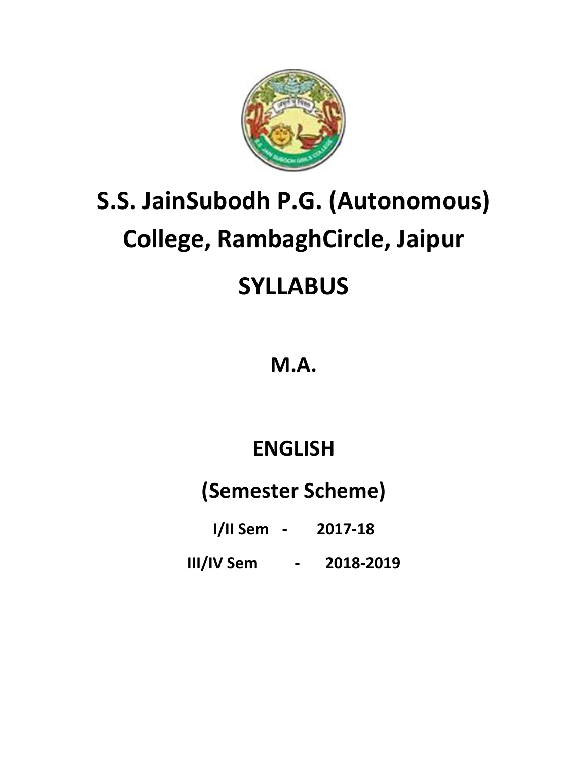# S.S. JainSubodh P.G. (Autonomous) College, RambaghCircle, Jaipur

# SYLLABUS

## M.A.

## ENGLISH

## (Semester Scheme)

**I/II Sem - 2017-18**

**III/IV Sem - 2018-2019**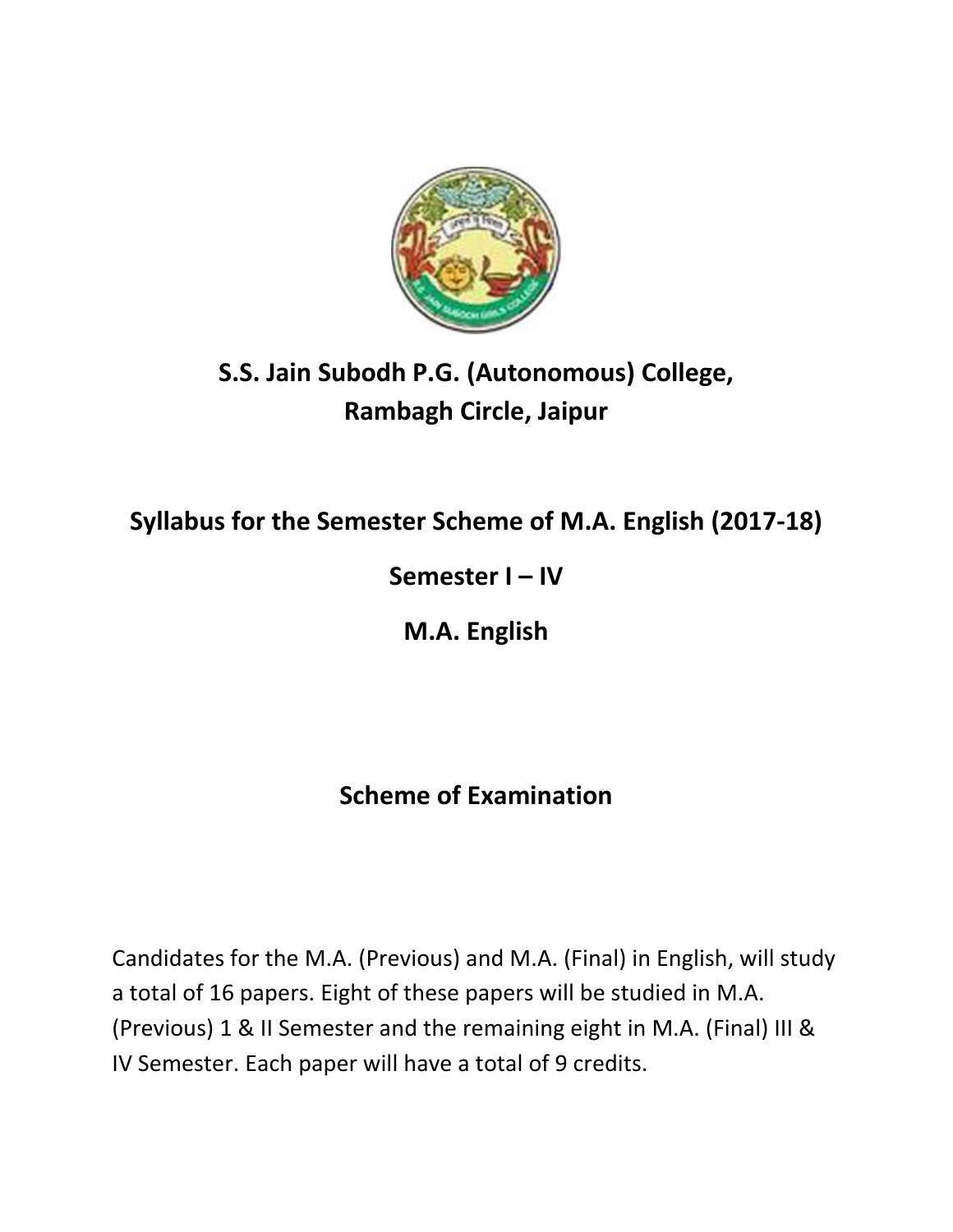# S.S. Jain Subodh P.G. (Autonomous) College, Rambagh Circle, Jaipur

## Syllabus for the Semester Scheme of M.A. English (2017-18)

## Semester I – IV

## M.A. English

## Scheme of Examination

Candidates for the M.A. (Previous) and M.A. (Final) in English, will study a total of 16 papers. Eight of these papers will be studied in M.A. (Previous) 1 & II Semester and the remaining eight in M.A. (Final) III & IV Semester. Each paper will have a total of 9 credits.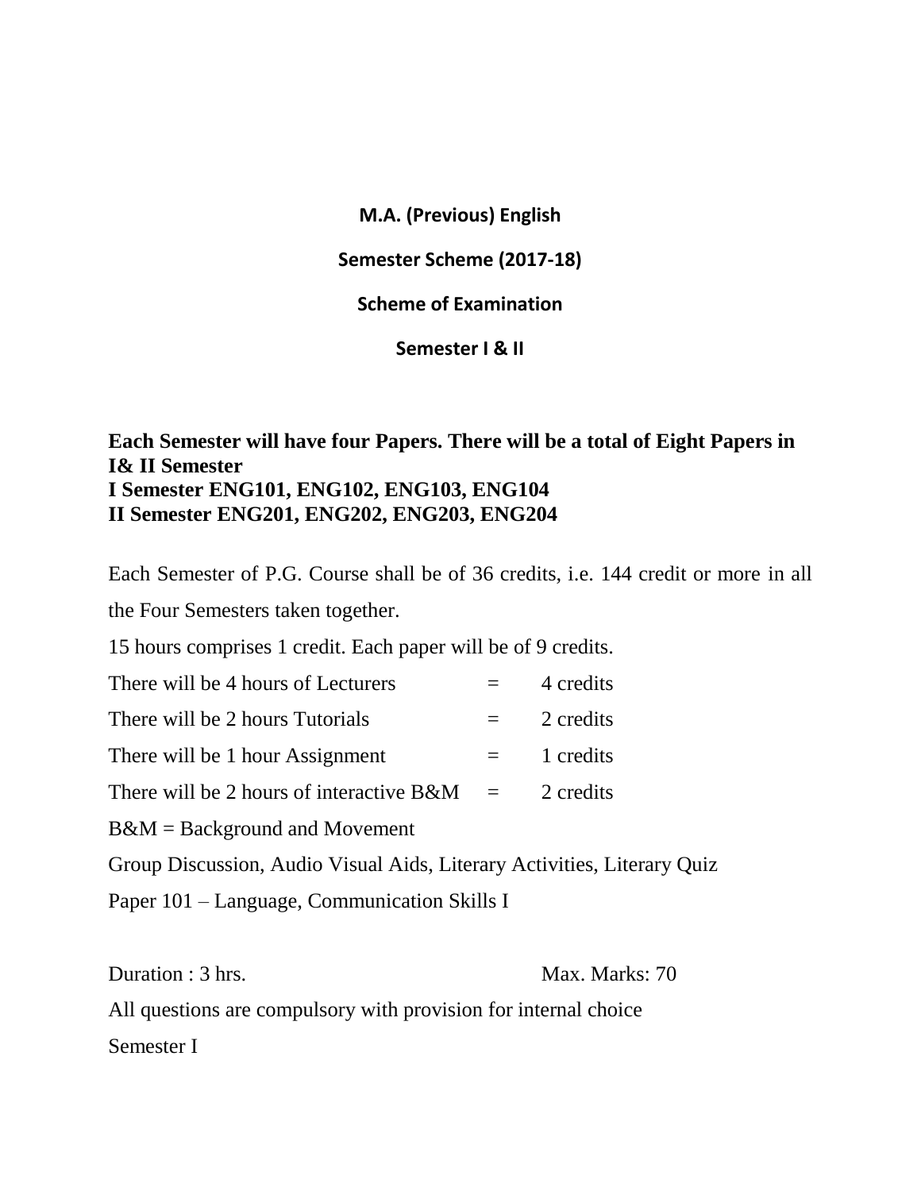**M.A. (Previous) English**

**Semester Scheme (2017-18)**

**Scheme of Examination**

**Semester I & II**

**Each Semester will have four Papers. There will be a total of Eight Papers in I& II Semester**
**I Semester ENG101, ENG102, ENG103, ENG104**
**II Semester ENG201, ENG202, ENG203, ENG204**

Each Semester of P.G. Course shall be of 36 credits, i.e. 144 credit or more in all the Four Semesters taken together.

15 hours comprises 1 credit. Each paper will be of 9 credits.

There will be 4 hours of Lecturers = 4 credits

There will be 2 hours Tutorials = 2 credits

There will be 1 hour Assignment = 1 credits

There will be 2 hours of interactive B&M = 2 credits

B&M = Background and Movement

Group Discussion, Audio Visual Aids, Literary Activities, Literary Quiz

Paper 101 – Language, Communication Skills I

Duration : 3 hrs. Max. Marks: 70

All questions are compulsory with provision for internal choice

Semester I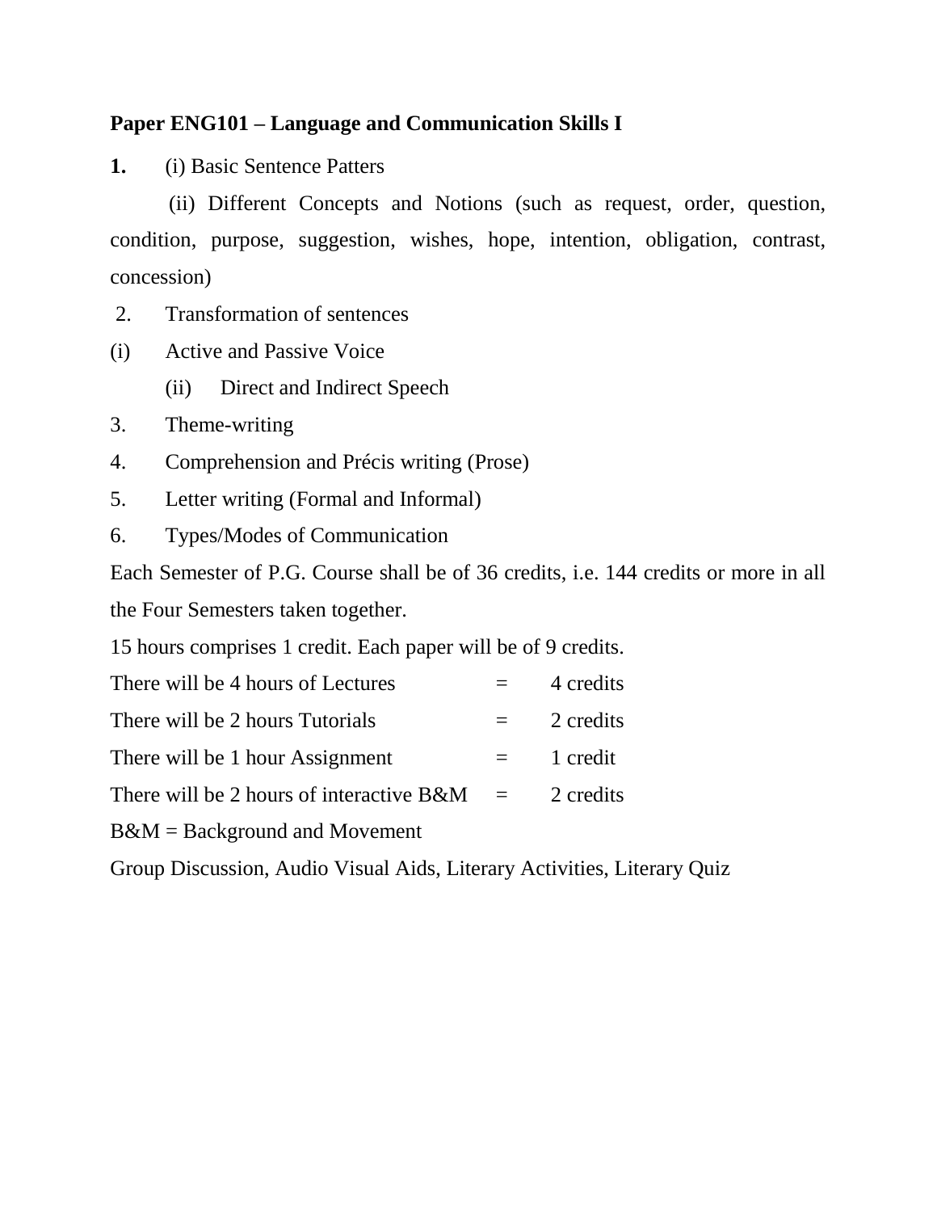**Paper ENG101 – Language and Communication Skills I**

**1.** (i) Basic Sentence Patters

(ii) Different Concepts and Notions (such as request, order, question, condition, purpose, suggestion, wishes, hope, intention, obligation, contrast, concession)

2. Transformation of sentences

(i) Active and Passive Voice

(ii) Direct and Indirect Speech

3. Theme-writing

4. Comprehension and Précis writing (Prose)

5. Letter writing (Formal and Informal)

6. Types/Modes of Communication

Each Semester of P.G. Course shall be of 36 credits, i.e. 144 credits or more in all the Four Semesters taken together.

15 hours comprises 1 credit. Each paper will be of 9 credits.

| | | |
|---|---|---|
| There will be 4 hours of Lectures | = | 4 credits |
| There will be 2 hours Tutorials | = | 2 credits |
| There will be 1 hour Assignment | = | 1 credit |
| There will be 2 hours of interactive B&M | = | 2 credits |

B&M = Background and Movement

Group Discussion, Audio Visual Aids, Literary Activities, Literary Quiz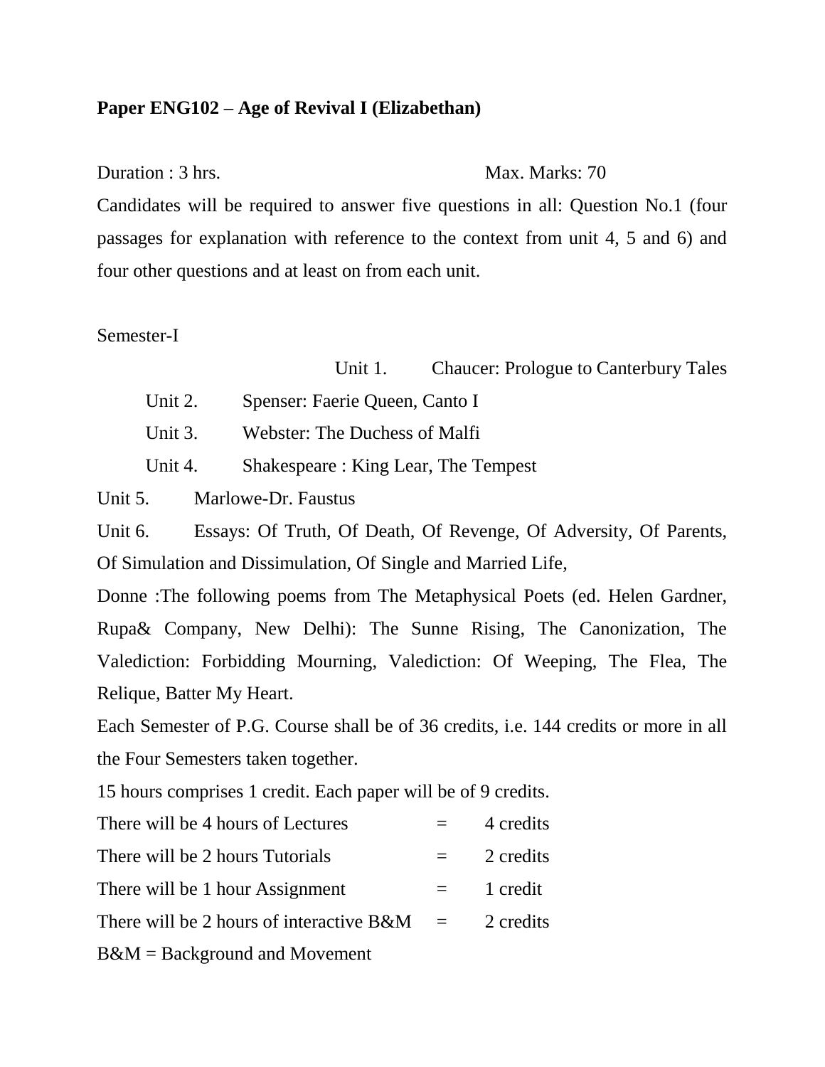**Paper ENG102 – Age of Revival I (Elizabethan)**

Duration : 3 hrs. Max. Marks: 70

Candidates will be required to answer five questions in all: Question No.1 (four passages for explanation with reference to the context from unit 4, 5 and 6) and four other questions and at least on from each unit.

Semester-I

Unit 1. Chaucer: Prologue to Canterbury Tales

Unit 2. Spenser: Faerie Queen, Canto I

Unit 3. Webster: The Duchess of Malfi

Unit 4. Shakespeare : King Lear, The Tempest

Unit 5. Marlowe-Dr. Faustus

Unit 6. Essays: Of Truth, Of Death, Of Revenge, Of Adversity, Of Parents, Of Simulation and Dissimulation, Of Single and Married Life,

Donne :The following poems from The Metaphysical Poets (ed. Helen Gardner, Rupa& Company, New Delhi): The Sunne Rising, The Canonization, The Valediction: Forbidding Mourning, Valediction: Of Weeping, The Flea, The Relique, Batter My Heart.

Each Semester of P.G. Course shall be of 36 credits, i.e. 144 credits or more in all the Four Semesters taken together.

15 hours comprises 1 credit. Each paper will be of 9 credits.

| | | |
|---|---|---|
| There will be 4 hours of Lectures | = | 4 credits |
| There will be 2 hours Tutorials | = | 2 credits |
| There will be 1 hour Assignment | = | 1 credit |
| There will be 2 hours of interactive B&M | = | 2 credits |

B&M = Background and Movement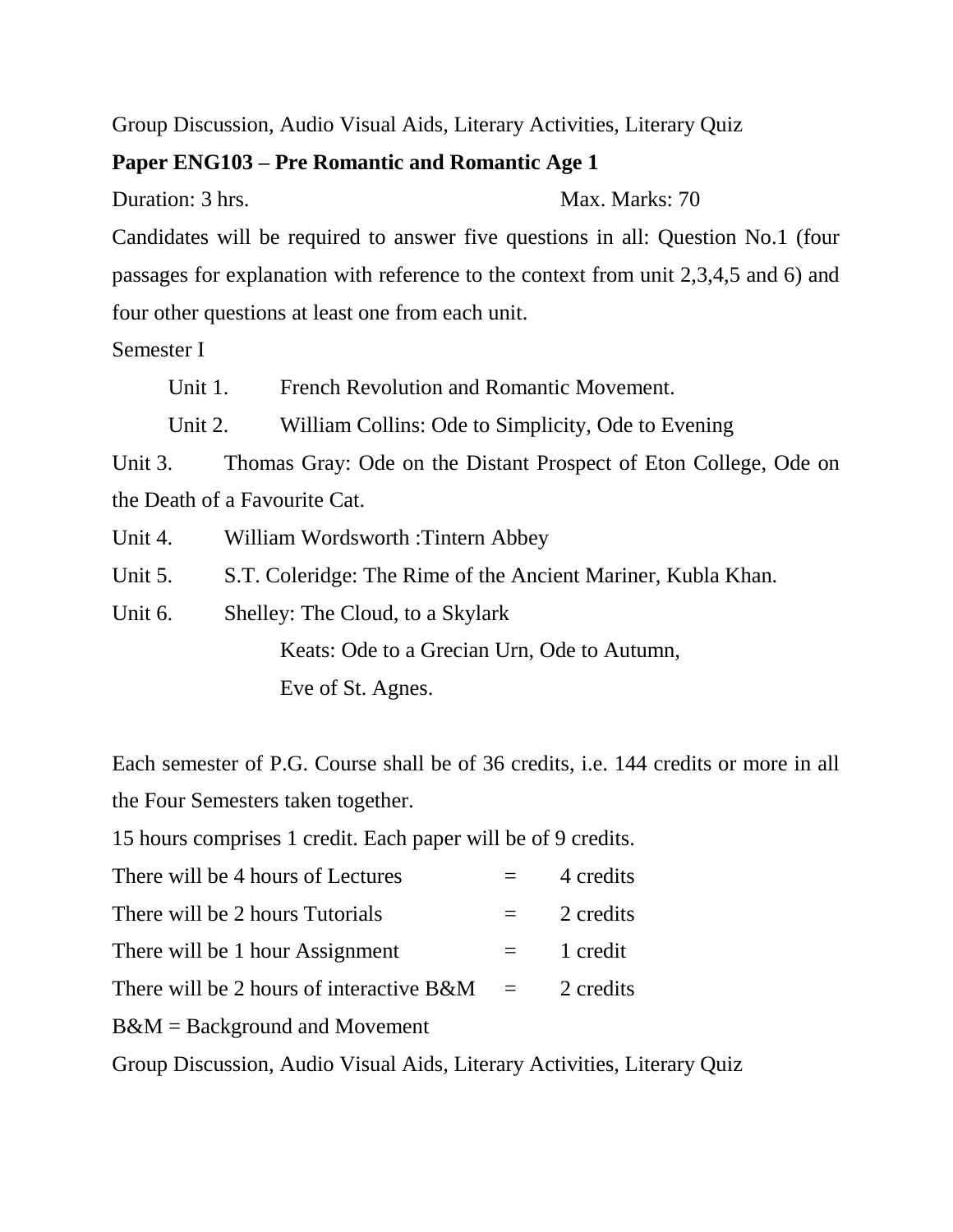Group Discussion, Audio Visual Aids, Literary Activities, Literary Quiz

**Paper ENG103 – Pre Romantic and Romantic Age 1**

Duration: 3 hrs. Max. Marks: 70

Candidates will be required to answer five questions in all: Question No.1 (four passages for explanation with reference to the context from unit 2,3,4,5 and 6) and four other questions at least one from each unit.

Semester I

Unit 1. French Revolution and Romantic Movement.

Unit 2. William Collins: Ode to Simplicity, Ode to Evening

Unit 3. Thomas Gray: Ode on the Distant Prospect of Eton College, Ode on the Death of a Favourite Cat.

Unit 4. William Wordsworth :Tintern Abbey

Unit 5. S.T. Coleridge: The Rime of the Ancient Mariner, Kubla Khan.

Unit 6. Shelley: The Cloud, to a Skylark

Keats: Ode to a Grecian Urn, Ode to Autumn,

Eve of St. Agnes.

Each semester of P.G. Course shall be of 36 credits, i.e. 144 credits or more in all the Four Semesters taken together.

15 hours comprises 1 credit. Each paper will be of 9 credits.

There will be 4 hours of Lectures = 4 credits

There will be 2 hours Tutorials = 2 credits

There will be 1 hour Assignment = 1 credit

There will be 2 hours of interactive B&M = 2 credits

B&M = Background and Movement

Group Discussion, Audio Visual Aids, Literary Activities, Literary Quiz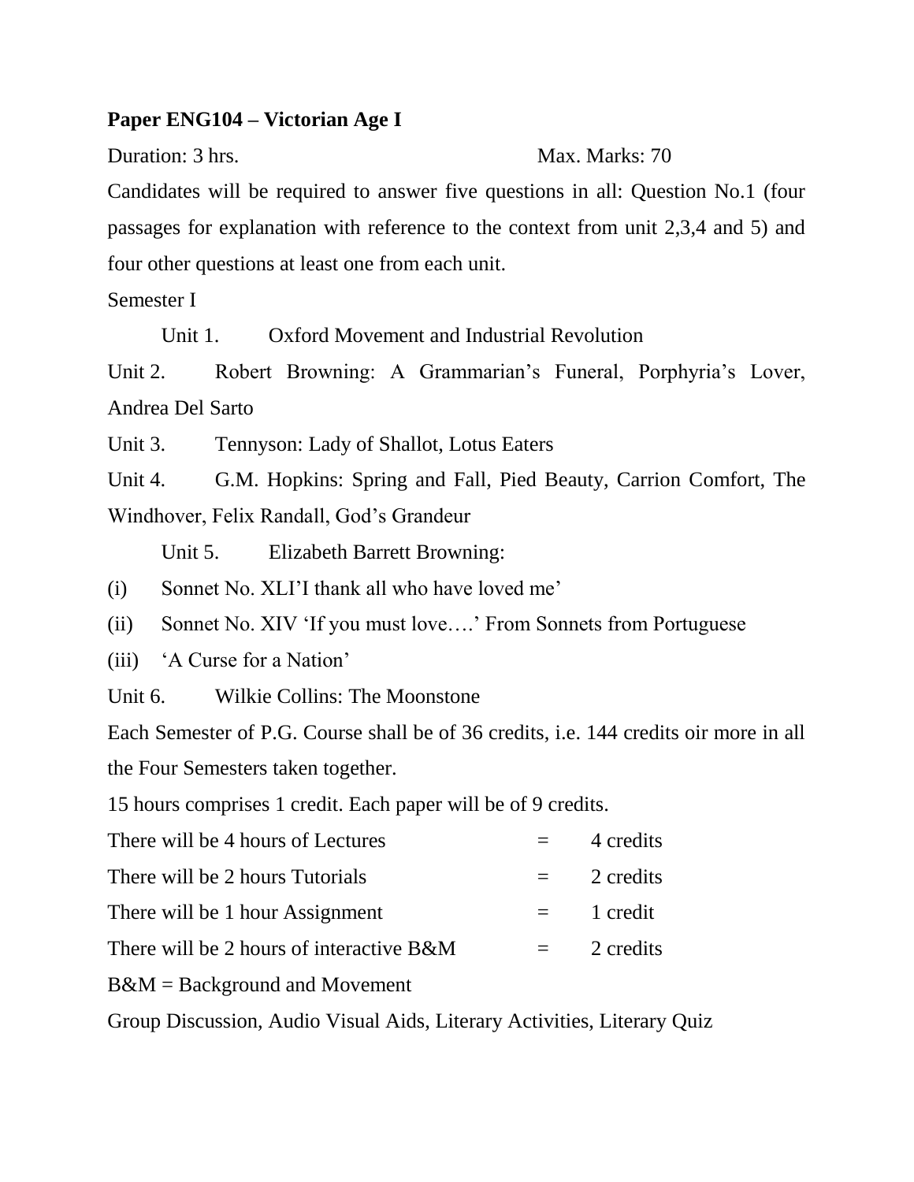**Paper ENG104 – Victorian Age I**

Duration: 3 hrs. Max. Marks: 70

Candidates will be required to answer five questions in all: Question No.1 (four passages for explanation with reference to the context from unit 2,3,4 and 5) and four other questions at least one from each unit.

Semester I

Unit 1. Oxford Movement and Industrial Revolution

Unit 2. Robert Browning: A Grammarian's Funeral, Porphyria's Lover, Andrea Del Sarto

Unit 3. Tennyson: Lady of Shallot, Lotus Eaters

Unit 4. G.M. Hopkins: Spring and Fall, Pied Beauty, Carrion Comfort, The Windhover, Felix Randall, God's Grandeur

Unit 5. Elizabeth Barrett Browning:

(i) Sonnet No. XLI'I thank all who have loved me'

(ii) Sonnet No. XIV 'If you must love….' From Sonnets from Portuguese

(iii) 'A Curse for a Nation'

Unit 6. Wilkie Collins: The Moonstone

Each Semester of P.G. Course shall be of 36 credits, i.e. 144 credits oir more in all the Four Semesters taken together.

15 hours comprises 1 credit. Each paper will be of 9 credits.

| | | |
|---|---|---|
| There will be 4 hours of Lectures | = | 4 credits |
| There will be 2 hours Tutorials | = | 2 credits |
| There will be 1 hour Assignment | = | 1 credit |
| There will be 2 hours of interactive B&M | = | 2 credits |

B&M = Background and Movement

Group Discussion, Audio Visual Aids, Literary Activities, Literary Quiz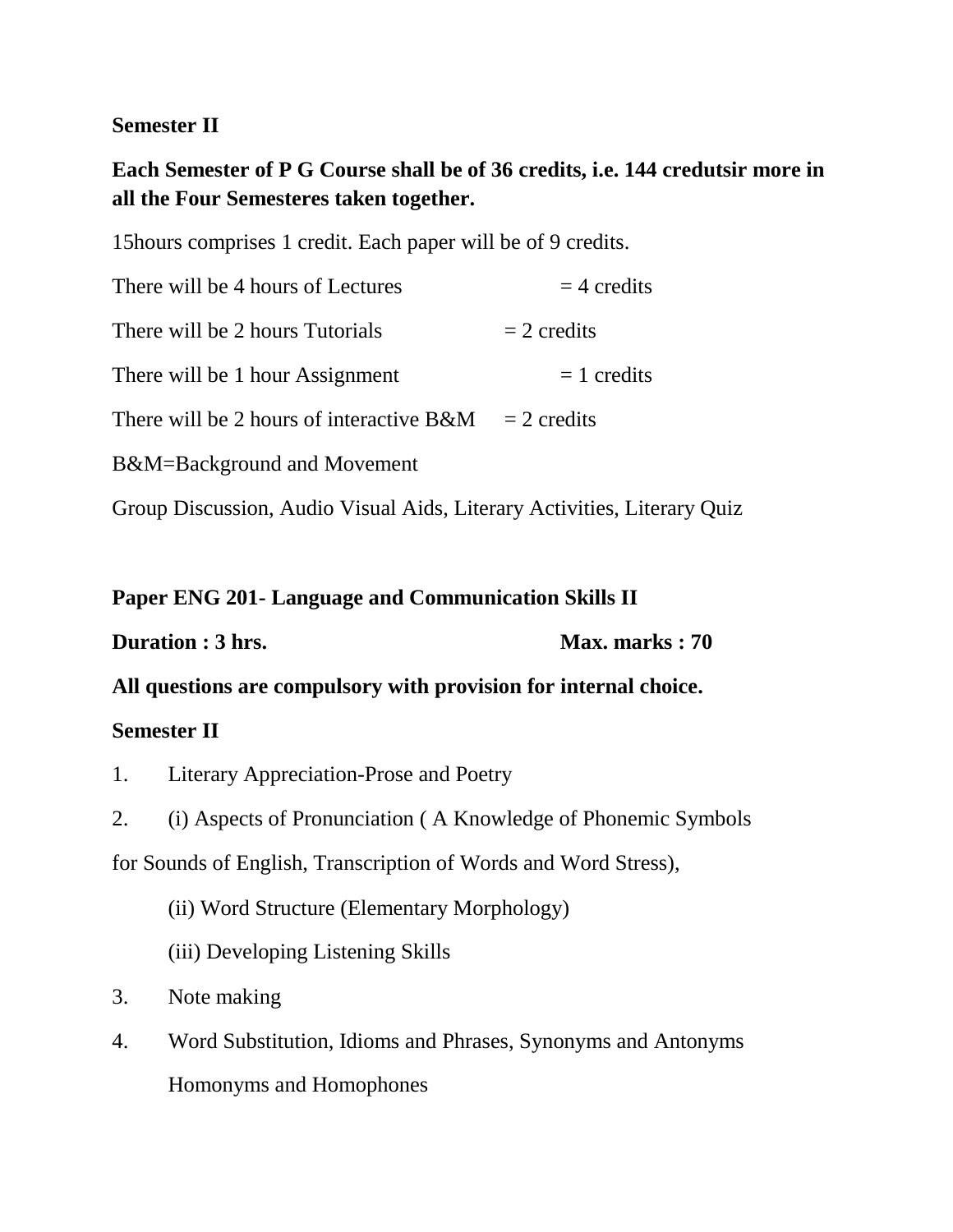**Semester II**

**Each Semester of P G Course shall be of 36 credits, i.e. 144 credutsir more in all the Four Semesteres taken together.**

15hours comprises 1 credit. Each paper will be of 9 credits.

There will be 4 hours of Lectures = 4 credits

There will be 2 hours Tutorials = 2 credits

There will be 1 hour Assignment = 1 credits

There will be 2 hours of interactive B&M = 2 credits

B&M=Background and Movement

Group Discussion, Audio Visual Aids, Literary Activities, Literary Quiz

**Paper ENG 201- Language and Communication Skills II**

**Duration : 3 hrs.** **Max. marks : 70**

**All questions are compulsory with provision for internal choice.**

**Semester II**

1. Literary Appreciation-Prose and Poetry
2. (i) Aspects of Pronunciation ( A Knowledge of Phonemic Symbols for Sounds of English, Transcription of Words and Word Stress),

   (ii) Word Structure (Elementary Morphology)

   (iii) Developing Listening Skills
3. Note making
4. Word Substitution, Idioms and Phrases, Synonyms and Antonyms Homonyms and Homophones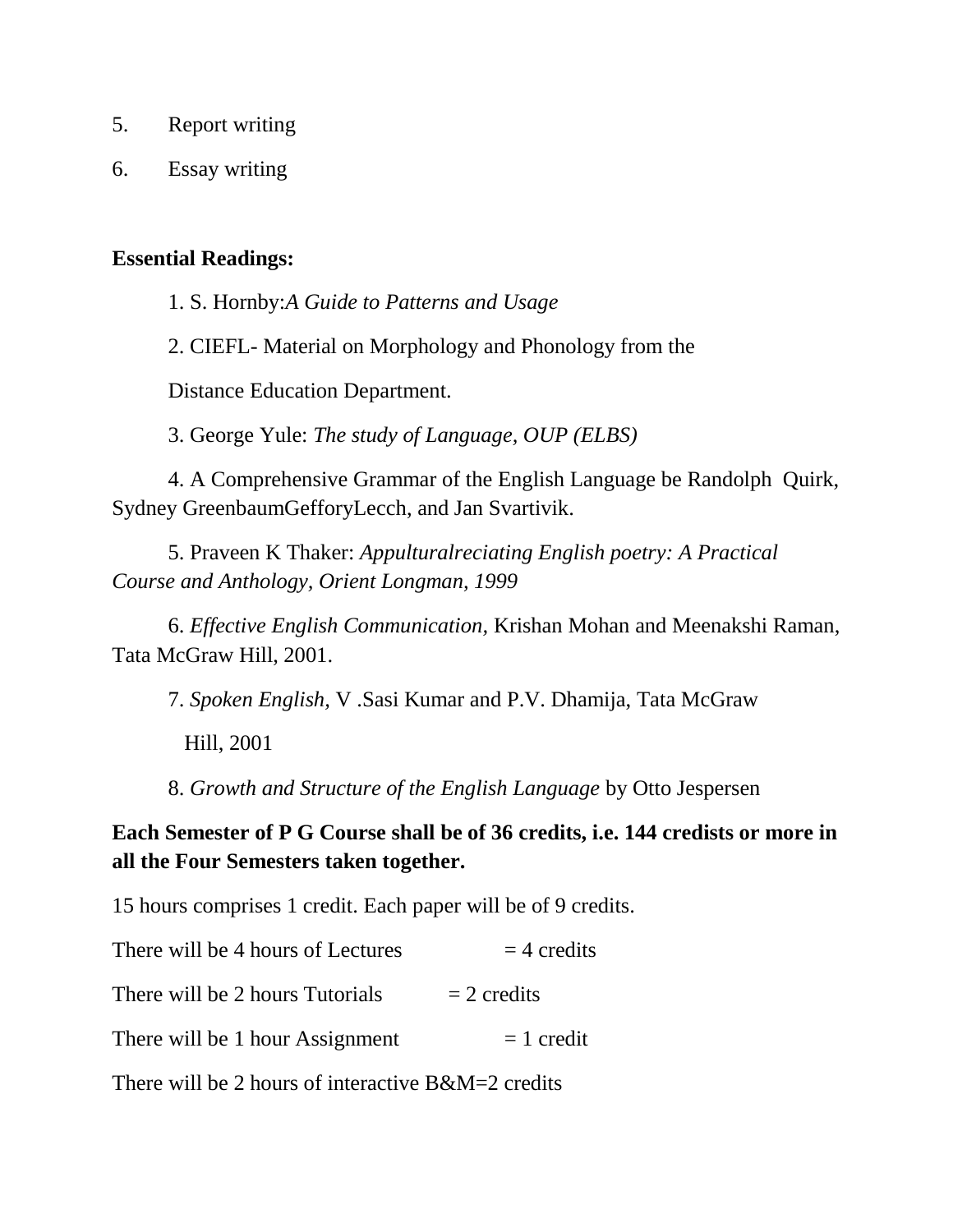5. Report writing
6. Essay writing

**Essential Readings:**

1. S. Hornby:*A Guide to Patterns and Usage*

2. CIEFL- Material on Morphology and Phonology from the Distance Education Department.

3. George Yule: *The study of Language, OUP (ELBS)*

4. A Comprehensive Grammar of the English Language be Randolph Quirk, Sydney GreenbaumGefforyLecch, and Jan Svartivik.

5. Praveen K Thaker: *Appulturalreciating English poetry: A Practical Course and Anthology, Orient Longman, 1999*

6. *Effective English Communication,* Krishan Mohan and Meenakshi Raman, Tata McGraw Hill, 2001.

7. *Spoken English,* V .Sasi Kumar and P.V. Dhamija, Tata McGraw Hill, 2001

8. *Growth and Structure of the English Language* by Otto Jespersen

**Each Semester of P G Course shall be of 36 credits, i.e. 144 credists or more in all the Four Semesters taken together.**

15 hours comprises 1 credit. Each paper will be of 9 credits.

There will be 4 hours of Lectures = 4 credits

There will be 2 hours Tutorials = 2 credits

There will be 1 hour Assignment = 1 credit

There will be 2 hours of interactive B&M=2 credits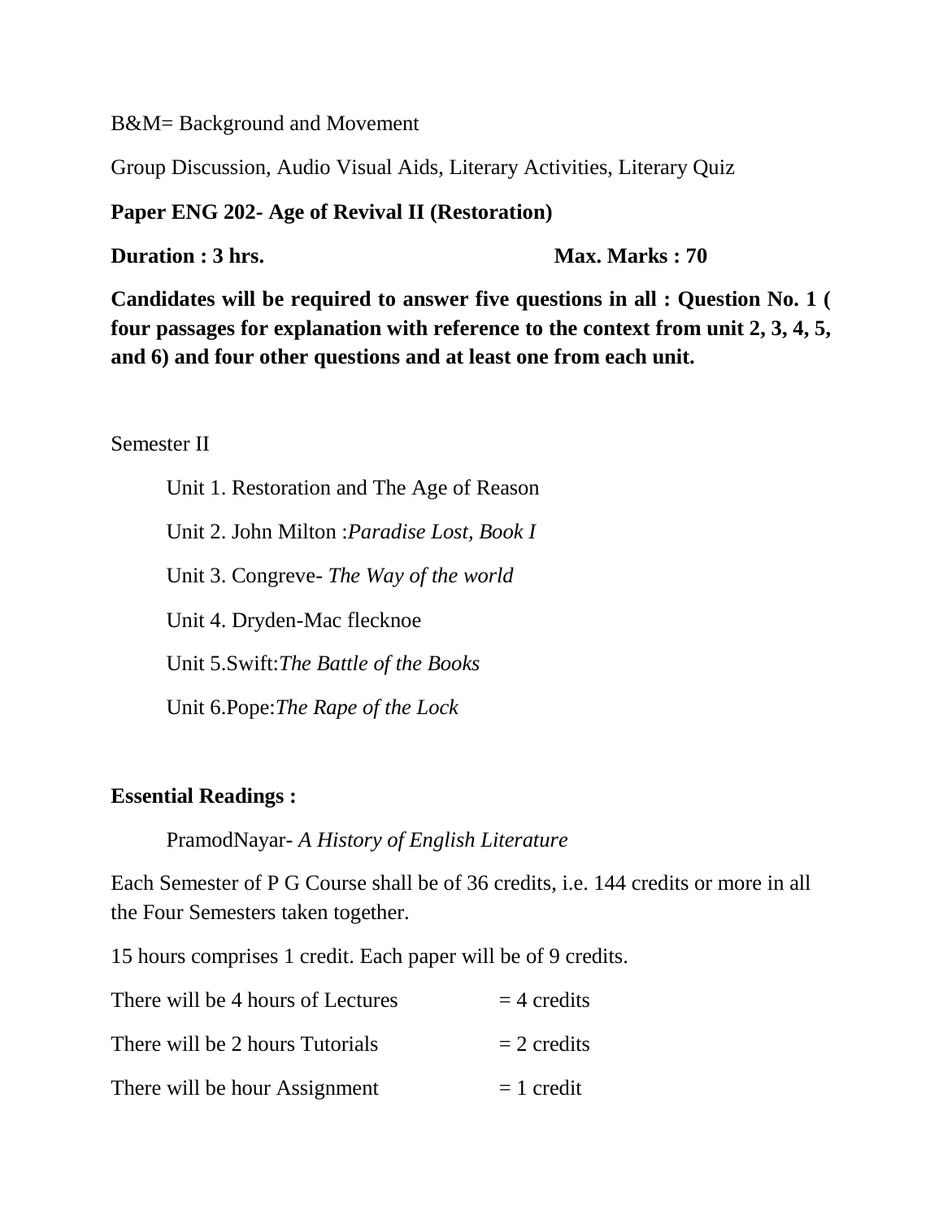B&M= Background and Movement

Group Discussion, Audio Visual Aids, Literary Activities, Literary Quiz

**Paper ENG 202- Age of Revival II (Restoration)**

**Duration : 3 hrs.** **Max. Marks : 70**

**Candidates will be required to answer five questions in all : Question No. 1 ( four passages for explanation with reference to the context from unit 2, 3, 4, 5, and 6) and four other questions and at least one from each unit.**

Semester II

Unit 1. Restoration and The Age of Reason

Unit 2. John Milton :*Paradise Lost, Book I*

Unit 3. Congreve- *The Way of the world*

Unit 4. Dryden-Mac flecknoe

Unit 5.Swift:*The Battle of the Books*

Unit 6.Pope:*The Rape of the Lock*

**Essential Readings :**

PramodNayar- *A History of English Literature*

Each Semester of P G Course shall be of 36 credits, i.e. 144 credits or more in all the Four Semesters taken together.

15 hours comprises 1 credit. Each paper will be of 9 credits.

There will be 4 hours of Lectures = 4 credits

There will be 2 hours Tutorials = 2 credits

There will be hour Assignment = 1 credit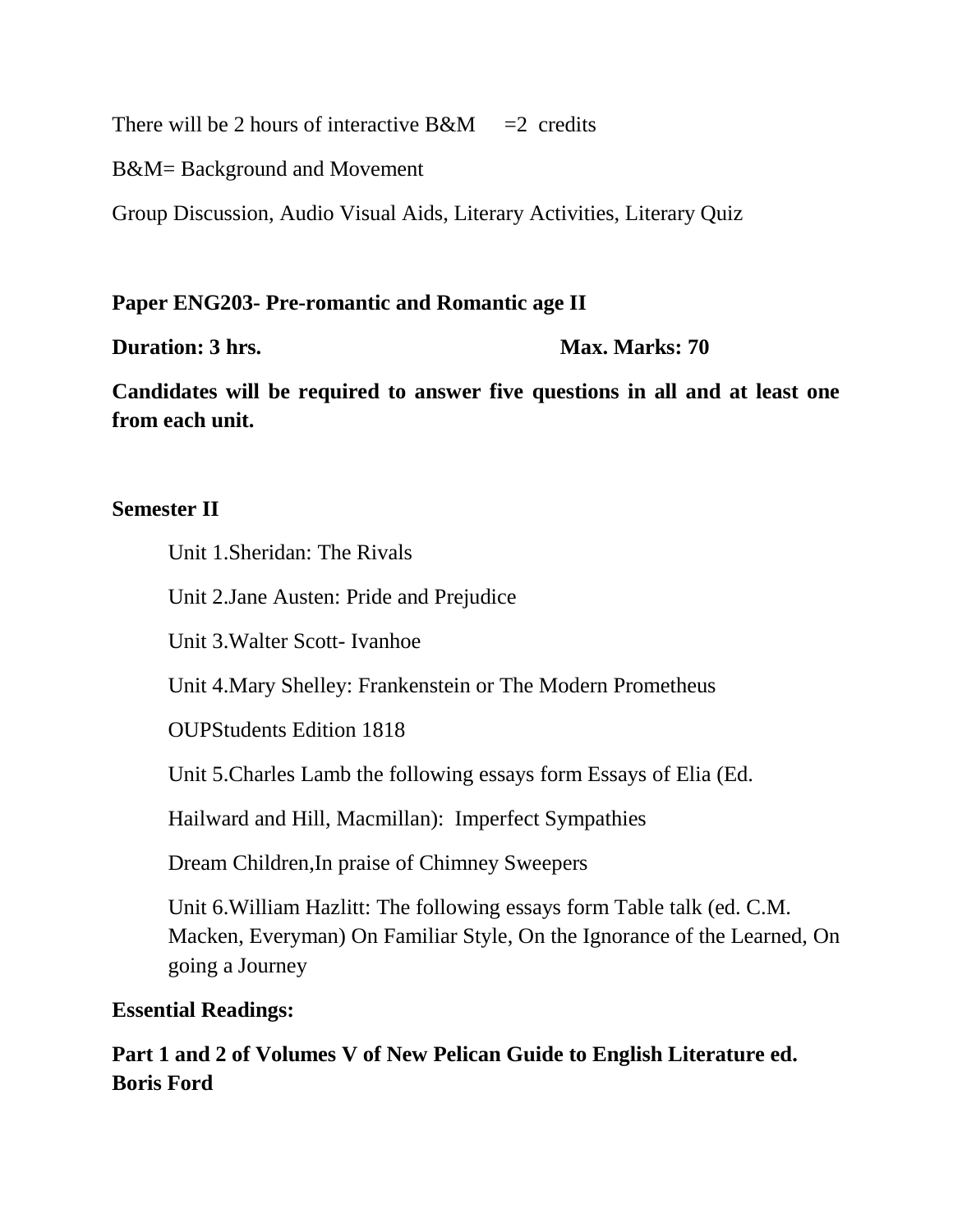There will be 2 hours of interactive B&M =2 credits

B&M= Background and Movement

Group Discussion, Audio Visual Aids, Literary Activities, Literary Quiz

**Paper ENG203- Pre-romantic and Romantic age II**

**Duration: 3 hrs.** **Max. Marks: 70**

**Candidates will be required to answer five questions in all and at least one from each unit.**

**Semester II**

Unit 1.Sheridan: The Rivals

Unit 2.Jane Austen: Pride and Prejudice

Unit 3.Walter Scott- Ivanhoe

Unit 4.Mary Shelley: Frankenstein or The Modern Prometheus

OUPStudents Edition 1818

Unit 5.Charles Lamb the following essays form Essays of Elia (Ed.

Hailward and Hill, Macmillan): Imperfect Sympathies

Dream Children,In praise of Chimney Sweepers

Unit 6.William Hazlitt: The following essays form Table talk (ed. C.M. Macken, Everyman) On Familiar Style, On the Ignorance of the Learned, On going a Journey

**Essential Readings:**

**Part 1 and 2 of Volumes V of New Pelican Guide to English Literature ed. Boris Ford**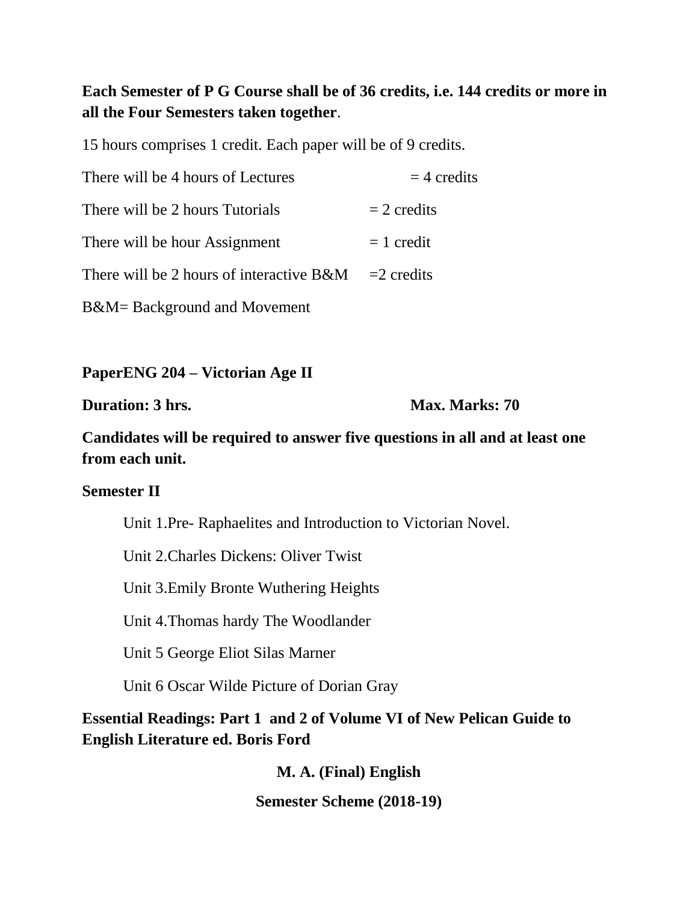**Each Semester of P G Course shall be of 36 credits, i.e. 144 credits or more in all the Four Semesters taken together**.

15 hours comprises 1 credit. Each paper will be of 9 credits.

There will be 4 hours of Lectures = 4 credits

There will be 2 hours Tutorials = 2 credits

There will be hour Assignment = 1 credit

There will be 2 hours of interactive B&M =2 credits

B&M= Background and Movement

**PaperENG 204 – Victorian Age II**

**Duration: 3 hrs.** **Max. Marks: 70**

**Candidates will be required to answer five questions in all and at least one from each unit.**

**Semester II**

Unit 1.Pre- Raphaelites and Introduction to Victorian Novel.

Unit 2.Charles Dickens: Oliver Twist

Unit 3.Emily Bronte Wuthering Heights

Unit 4.Thomas hardy The Woodlander

Unit 5 George Eliot Silas Marner

Unit 6 Oscar Wilde Picture of Dorian Gray

**Essential Readings: Part 1 and 2 of Volume VI of New Pelican Guide to English Literature ed. Boris Ford**

**M. A. (Final) English**

**Semester Scheme (2018-19)**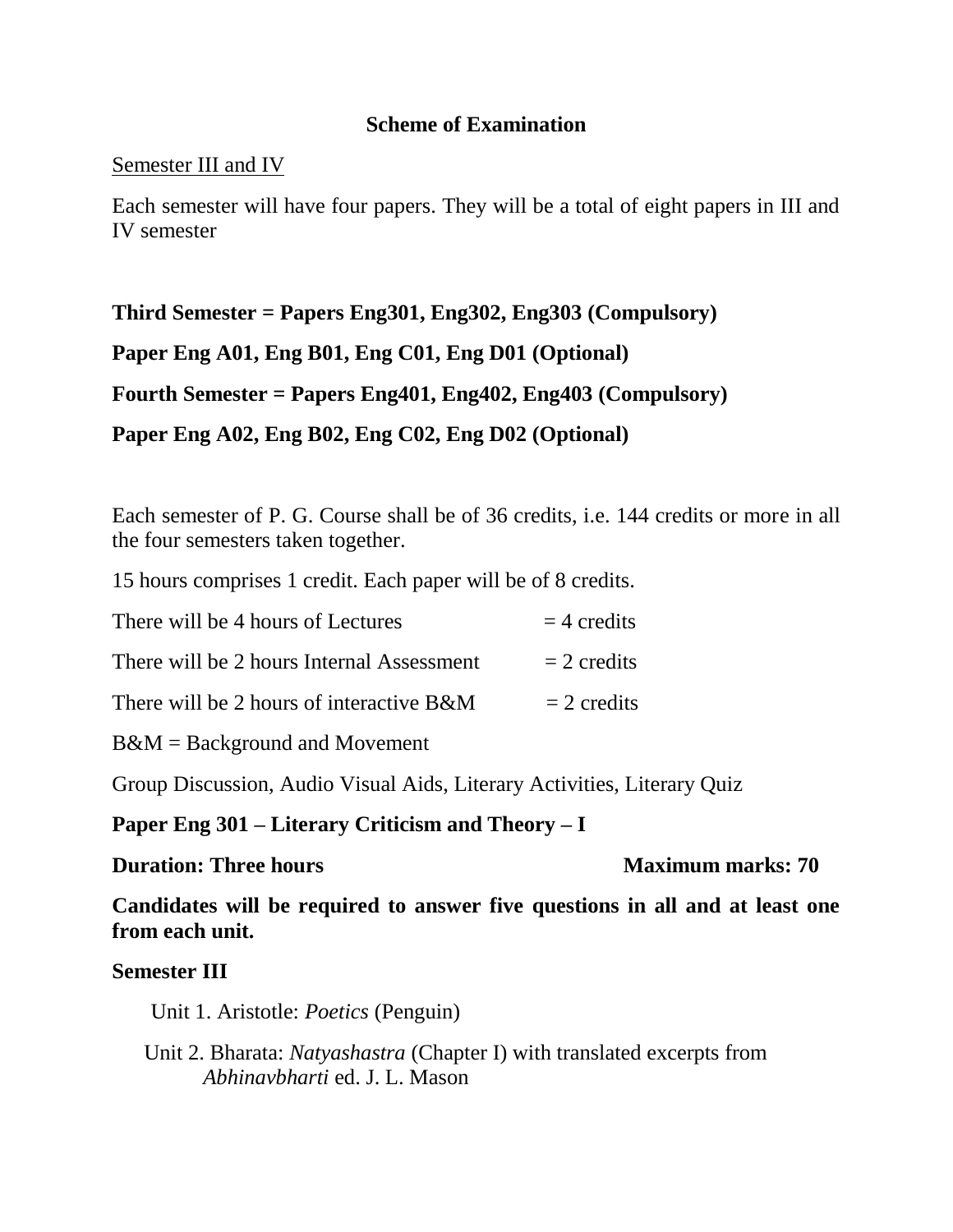## Scheme of Examination

Semester III and IV

Each semester will have four papers. They will be a total of eight papers in III and IV semester

**Third Semester = Papers Eng301, Eng302, Eng303 (Compulsory)**

**Paper Eng A01, Eng B01, Eng C01, Eng D01 (Optional)**

**Fourth Semester = Papers Eng401, Eng402, Eng403 (Compulsory)**

**Paper Eng A02, Eng B02, Eng C02, Eng D02 (Optional)**

Each semester of P. G. Course shall be of 36 credits, i.e. 144 credits or more in all the four semesters taken together.

15 hours comprises 1 credit. Each paper will be of 8 credits.

There will be 4 hours of Lectures = 4 credits

There will be 2 hours Internal Assessment = 2 credits

There will be 2 hours of interactive B&M = 2 credits

B&M = Background and Movement

Group Discussion, Audio Visual Aids, Literary Activities, Literary Quiz

**Paper Eng 301 – Literary Criticism and Theory – I**

**Duration: Three hours** **Maximum marks: 70**

**Candidates will be required to answer five questions in all and at least one from each unit.**

**Semester III**

Unit 1. Aristotle: *Poetics* (Penguin)

Unit 2. Bharata: *Natyashastra* (Chapter I) with translated excerpts from *Abhinavbharti* ed. J. L. Mason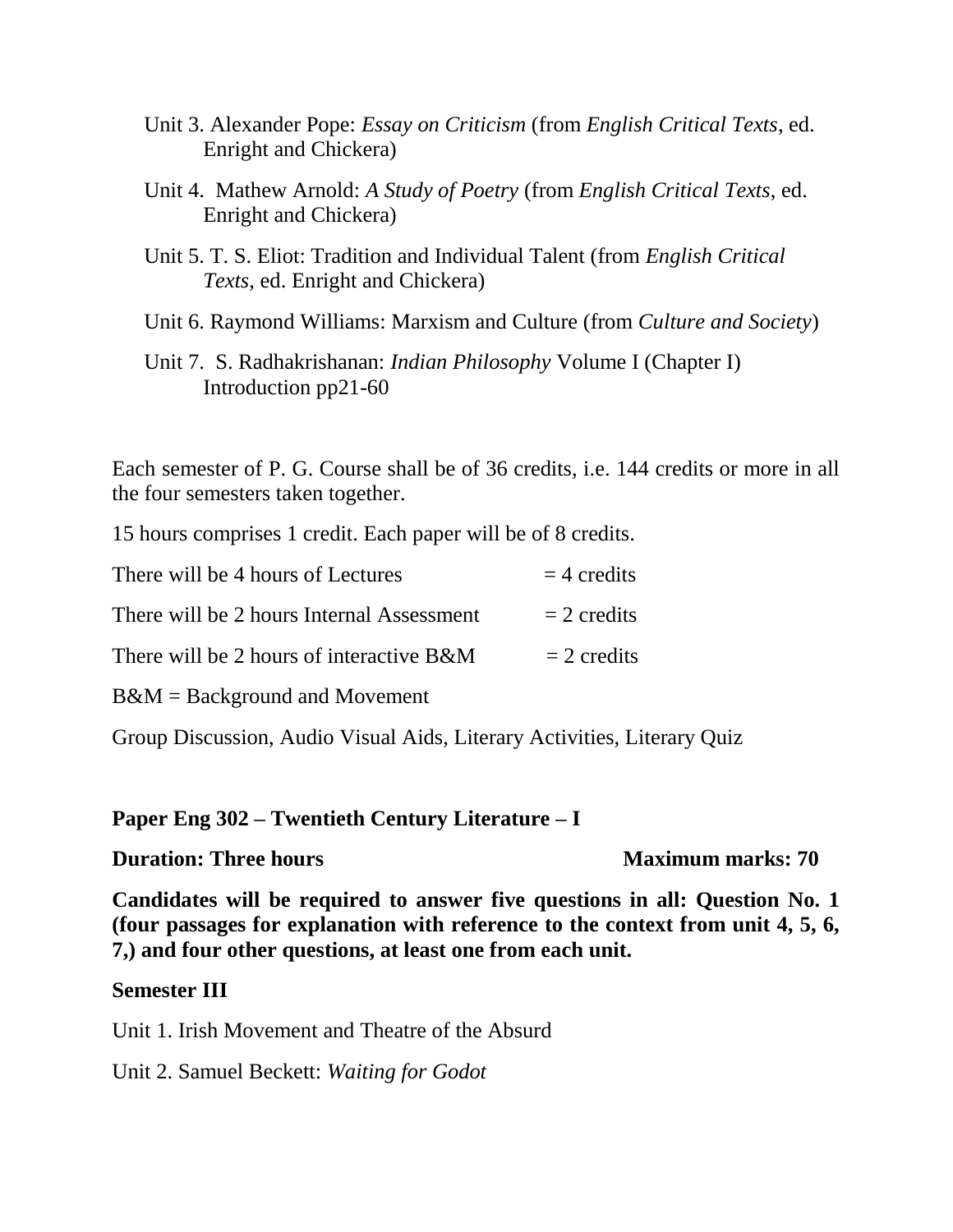Unit 3. Alexander Pope: *Essay on Criticism* (from *English Critical Texts*, ed. Enright and Chickera)

Unit 4. Mathew Arnold: *A Study of Poetry* (from *English Critical Texts*, ed. Enright and Chickera)

Unit 5. T. S. Eliot: Tradition and Individual Talent (from *English Critical Texts*, ed. Enright and Chickera)

Unit 6. Raymond Williams: Marxism and Culture (from *Culture and Society*)

Unit 7. S. Radhakrishanan: *Indian Philosophy* Volume I (Chapter I) Introduction pp21-60

Each semester of P. G. Course shall be of 36 credits, i.e. 144 credits or more in all the four semesters taken together.

15 hours comprises 1 credit. Each paper will be of 8 credits.

There will be 4 hours of Lectures = 4 credits

There will be 2 hours Internal Assessment = 2 credits

There will be 2 hours of interactive B&M = 2 credits

B&M = Background and Movement

Group Discussion, Audio Visual Aids, Literary Activities, Literary Quiz

**Paper Eng 302 – Twentieth Century Literature – I**

**Duration: Three hours** **Maximum marks: 70**

**Candidates will be required to answer five questions in all: Question No. 1 (four passages for explanation with reference to the context from unit 4, 5, 6, 7,) and four other questions, at least one from each unit.**

**Semester III**

Unit 1. Irish Movement and Theatre of the Absurd

Unit 2. Samuel Beckett: *Waiting for Godot*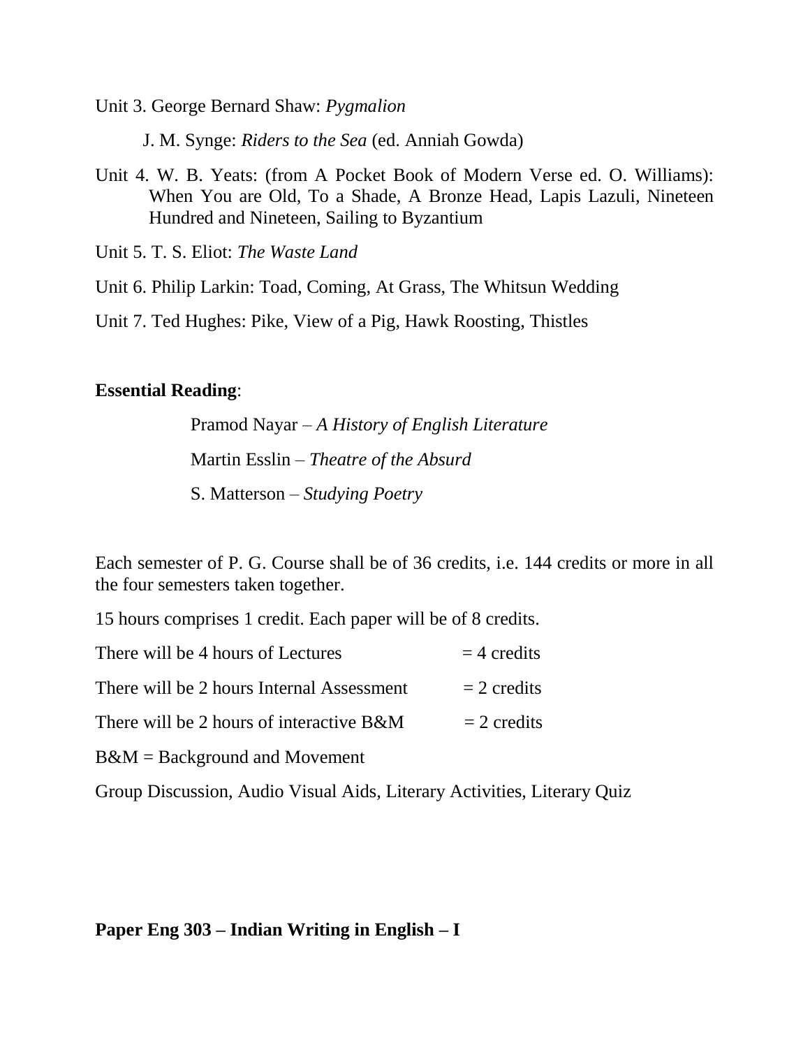Unit 3. George Bernard Shaw: *Pygmalion*

J. M. Synge: *Riders to the Sea* (ed. Anniah Gowda)

Unit 4. W. B. Yeats: (from A Pocket Book of Modern Verse ed. O. Williams): When You are Old, To a Shade, A Bronze Head, Lapis Lazuli, Nineteen Hundred and Nineteen, Sailing to Byzantium

Unit 5. T. S. Eliot: *The Waste Land*

Unit 6. Philip Larkin: Toad, Coming, At Grass, The Whitsun Wedding

Unit 7. Ted Hughes: Pike, View of a Pig, Hawk Roosting, Thistles

**Essential Reading**:

Pramod Nayar – *A History of English Literature*

Martin Esslin – *Theatre of the Absurd*

S. Matterson – *Studying Poetry*

Each semester of P. G. Course shall be of 36 credits, i.e. 144 credits or more in all the four semesters taken together.

15 hours comprises 1 credit. Each paper will be of 8 credits.

There will be 4 hours of Lectures = 4 credits

There will be 2 hours Internal Assessment = 2 credits

There will be 2 hours of interactive B&M = 2 credits

B&M = Background and Movement

Group Discussion, Audio Visual Aids, Literary Activities, Literary Quiz

**Paper Eng 303 – Indian Writing in English – I**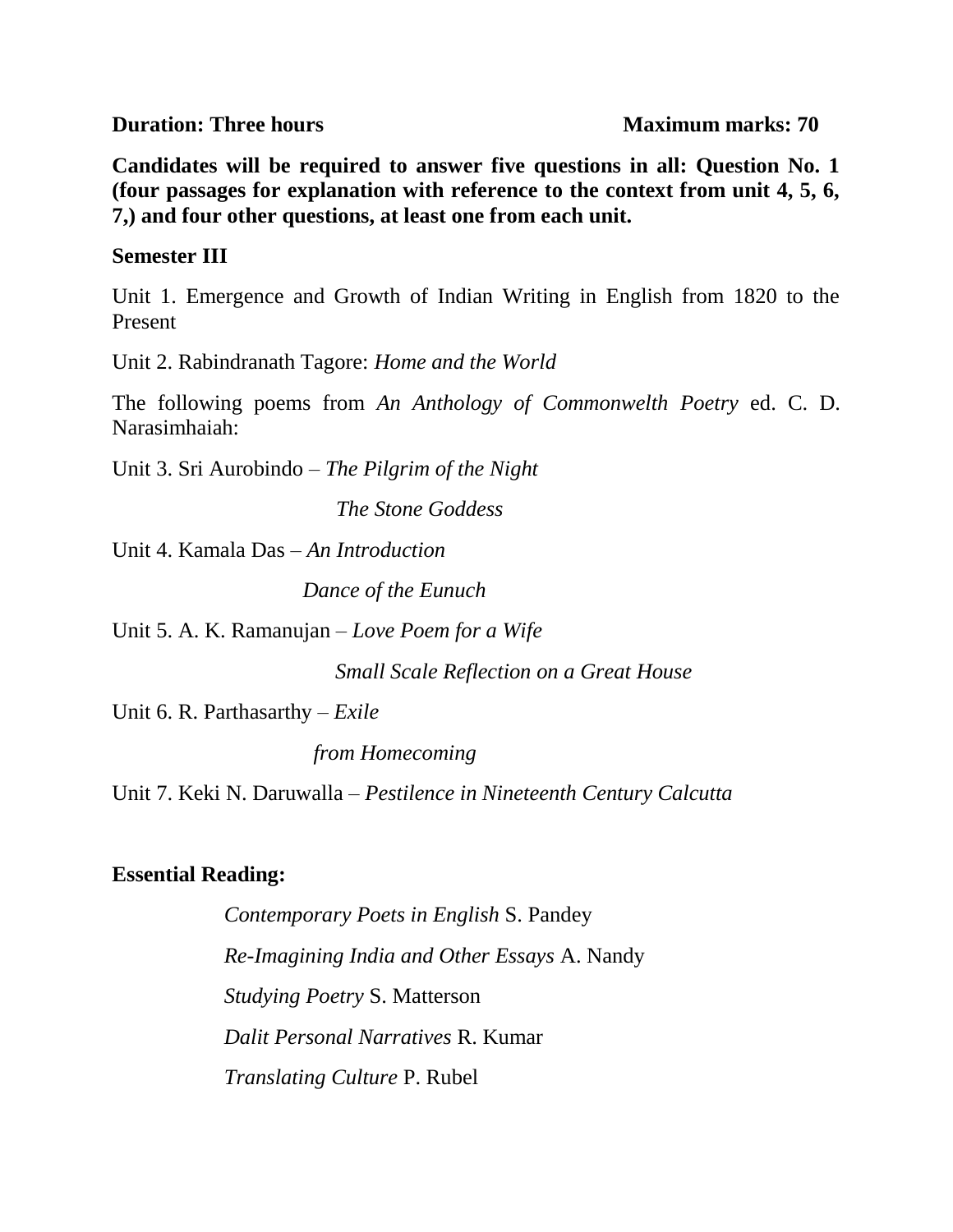**Duration: Three hours** **Maximum marks: 70**

**Candidates will be required to answer five questions in all: Question No. 1 (four passages for explanation with reference to the context from unit 4, 5, 6, 7,) and four other questions, at least one from each unit.**

**Semester III**

Unit 1. Emergence and Growth of Indian Writing in English from 1820 to the Present

Unit 2. Rabindranath Tagore: *Home and the World*

The following poems from *An Anthology of Commonwelth Poetry* ed. C. D. Narasimhaiah:

Unit 3. Sri Aurobindo – *The Pilgrim of the Night*

*The Stone Goddess*

Unit 4. Kamala Das – *An Introduction*

*Dance of the Eunuch*

Unit 5. A. K. Ramanujan – *Love Poem for a Wife*

*Small Scale Reflection on a Great House*

Unit 6. R. Parthasarthy – *Exile*

*from Homecoming*

Unit 7. Keki N. Daruwalla – *Pestilence in Nineteenth Century Calcutta*

**Essential Reading:**

*Contemporary Poets in English* S. Pandey

*Re-Imagining India and Other Essays* A. Nandy

*Studying Poetry* S. Matterson

*Dalit Personal Narratives* R. Kumar

*Translating Culture* P. Rubel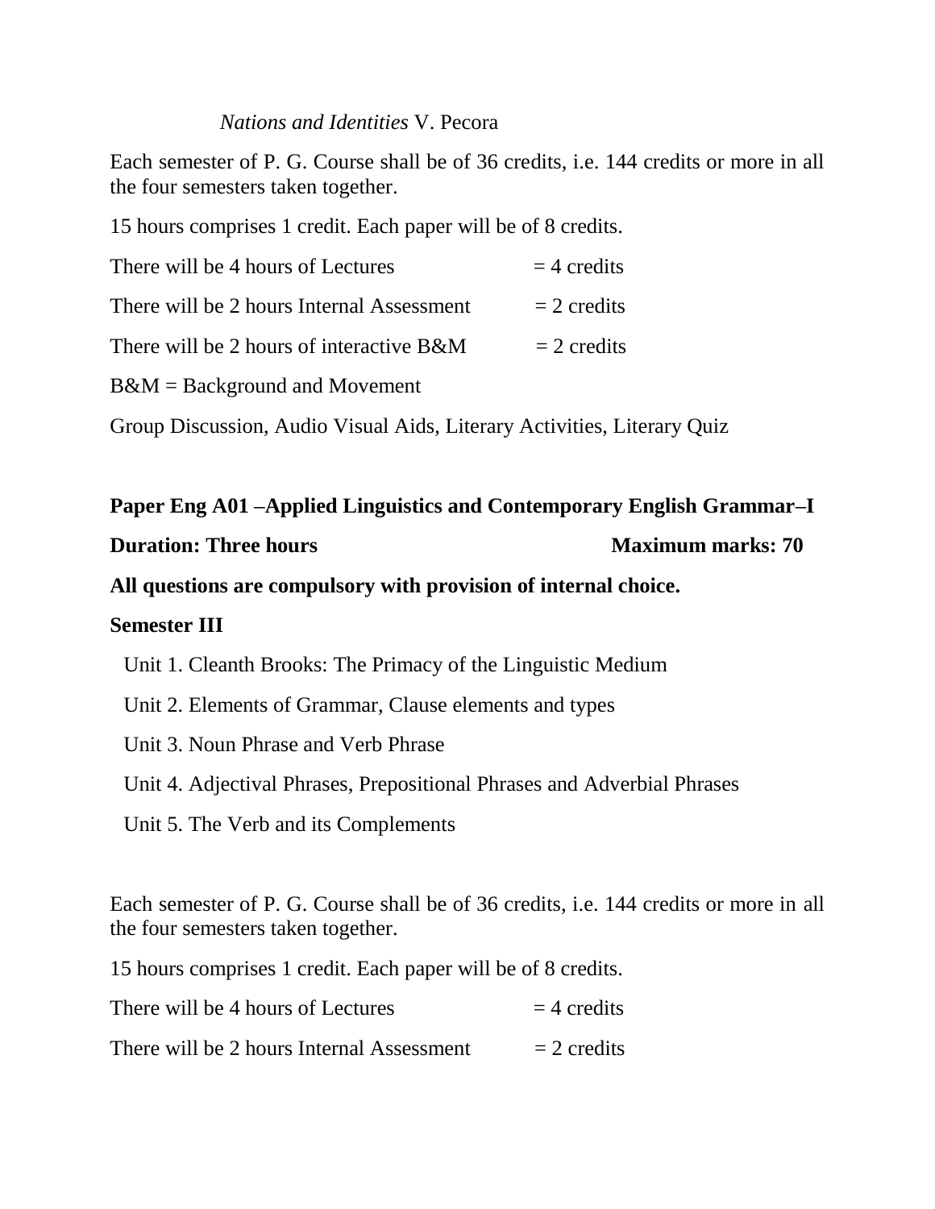*Nations and Identities* V. Pecora

Each semester of P. G. Course shall be of 36 credits, i.e. 144 credits or more in all the four semesters taken together.

15 hours comprises 1 credit. Each paper will be of 8 credits.

There will be 4 hours of Lectures = 4 credits

There will be 2 hours Internal Assessment = 2 credits

There will be 2 hours of interactive B&M = 2 credits

B&M = Background and Movement

Group Discussion, Audio Visual Aids, Literary Activities, Literary Quiz

**Paper Eng A01 –Applied Linguistics and Contemporary English Grammar–I**

**Duration: Three hours** **Maximum marks: 70**

**All questions are compulsory with provision of internal choice.**

**Semester III**

Unit 1. Cleanth Brooks: The Primacy of the Linguistic Medium

Unit 2. Elements of Grammar, Clause elements and types

Unit 3. Noun Phrase and Verb Phrase

Unit 4. Adjectival Phrases, Prepositional Phrases and Adverbial Phrases

Unit 5. The Verb and its Complements

Each semester of P. G. Course shall be of 36 credits, i.e. 144 credits or more in all the four semesters taken together.

15 hours comprises 1 credit. Each paper will be of 8 credits.

There will be 4 hours of Lectures = 4 credits

There will be 2 hours Internal Assessment = 2 credits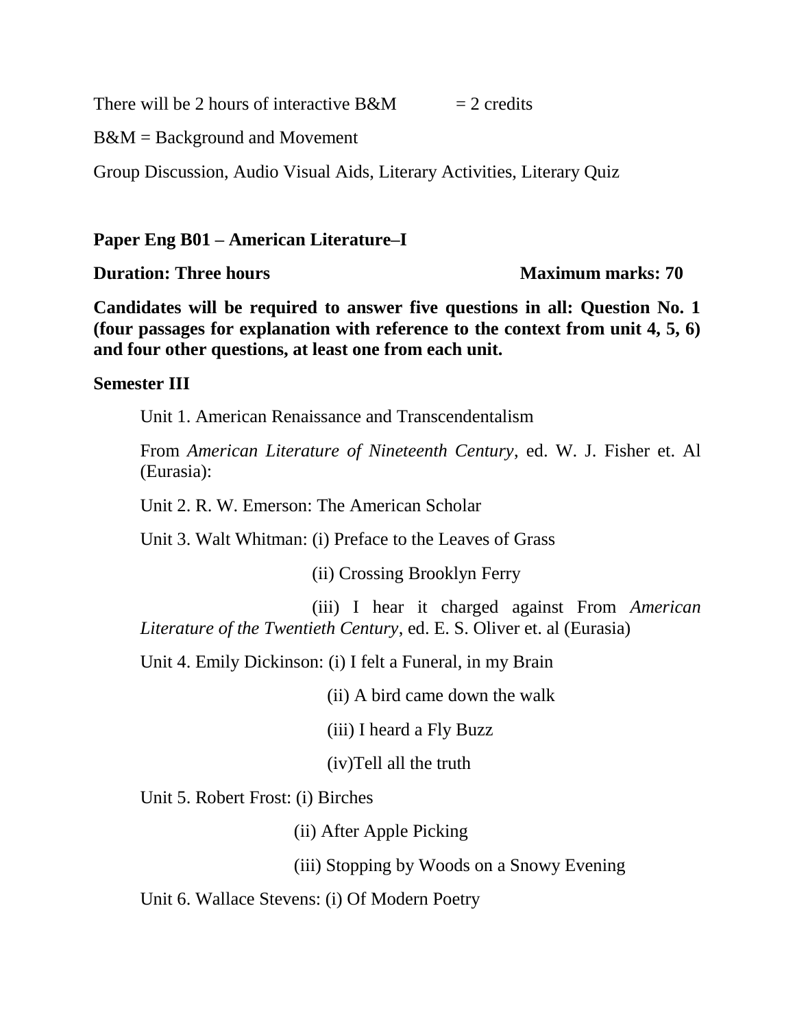There will be 2 hours of interactive B&M = 2 credits

B&M = Background and Movement

Group Discussion, Audio Visual Aids, Literary Activities, Literary Quiz

**Paper Eng B01 – American Literature–I**

**Duration: Three hours** **Maximum marks: 70**

**Candidates will be required to answer five questions in all: Question No. 1 (four passages for explanation with reference to the context from unit 4, 5, 6) and four other questions, at least one from each unit.**

**Semester III**

Unit 1. American Renaissance and Transcendentalism

From *American Literature of Nineteenth Century*, ed. W. J. Fisher et. Al (Eurasia):

Unit 2. R. W. Emerson: The American Scholar

Unit 3. Walt Whitman: (i) Preface to the Leaves of Grass

(ii) Crossing Brooklyn Ferry

(iii) I hear it charged against From *American Literature of the Twentieth Century*, ed. E. S. Oliver et. al (Eurasia)

Unit 4. Emily Dickinson: (i) I felt a Funeral, in my Brain

(ii) A bird came down the walk

(iii) I heard a Fly Buzz

(iv)Tell all the truth

Unit 5. Robert Frost: (i) Birches

(ii) After Apple Picking

(iii) Stopping by Woods on a Snowy Evening

Unit 6. Wallace Stevens: (i) Of Modern Poetry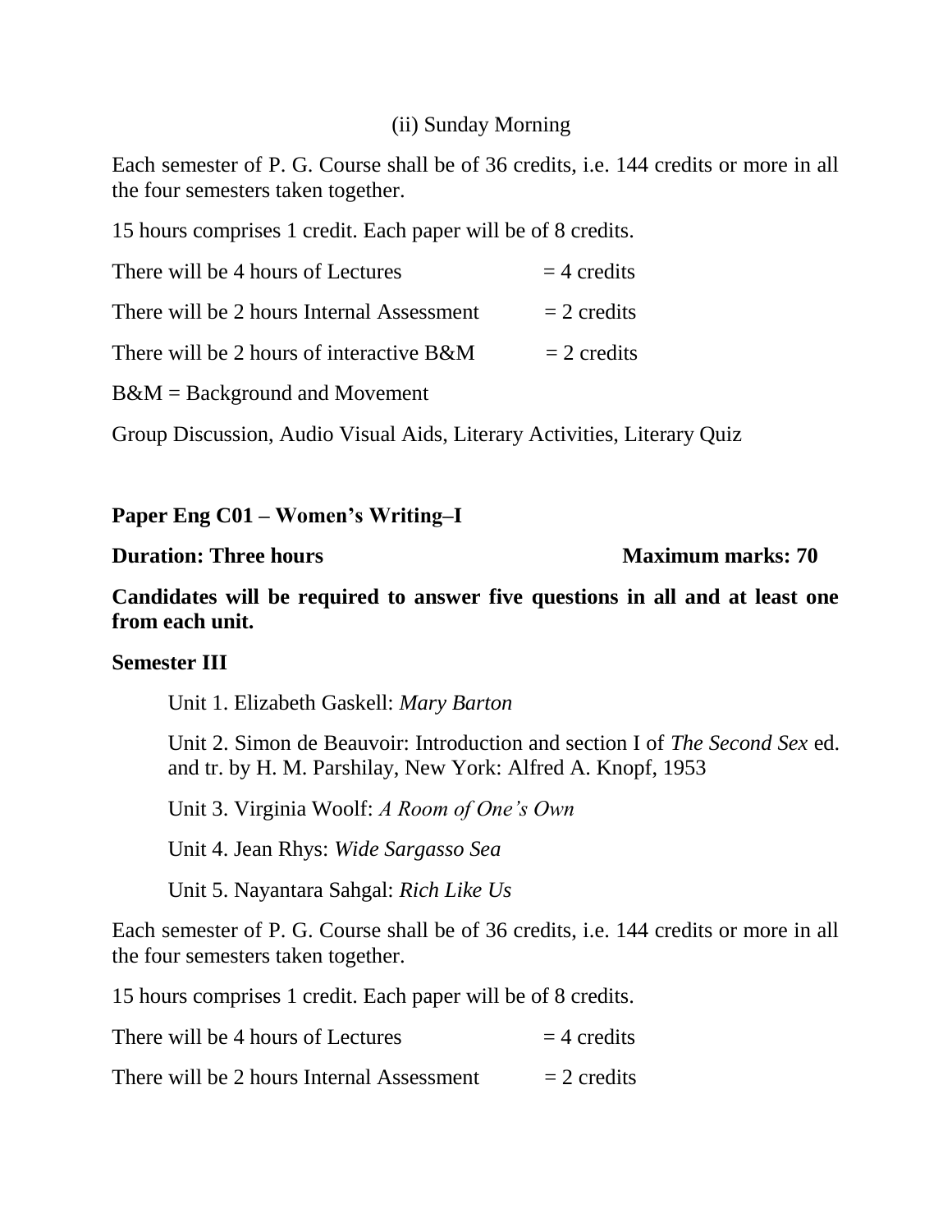(ii) Sunday Morning

Each semester of P. G. Course shall be of 36 credits, i.e. 144 credits or more in all the four semesters taken together.

15 hours comprises 1 credit. Each paper will be of 8 credits.

There will be 4 hours of Lectures = 4 credits

There will be 2 hours Internal Assessment = 2 credits

There will be 2 hours of interactive B&M = 2 credits

B&M = Background and Movement

Group Discussion, Audio Visual Aids, Literary Activities, Literary Quiz

**Paper Eng C01 – Women's Writing–I**

**Duration: Three hours** **Maximum marks: 70**

**Candidates will be required to answer five questions in all and at least one from each unit.**

**Semester III**

Unit 1. Elizabeth Gaskell: *Mary Barton*

Unit 2. Simon de Beauvoir: Introduction and section I of *The Second Sex* ed. and tr. by H. M. Parshilay, New York: Alfred A. Knopf, 1953

Unit 3. Virginia Woolf: *A Room of One's Own*

Unit 4. Jean Rhys: *Wide Sargasso Sea*

Unit 5. Nayantara Sahgal: *Rich Like Us*

Each semester of P. G. Course shall be of 36 credits, i.e. 144 credits or more in all the four semesters taken together.

15 hours comprises 1 credit. Each paper will be of 8 credits.

There will be 4 hours of Lectures = 4 credits

There will be 2 hours Internal Assessment = 2 credits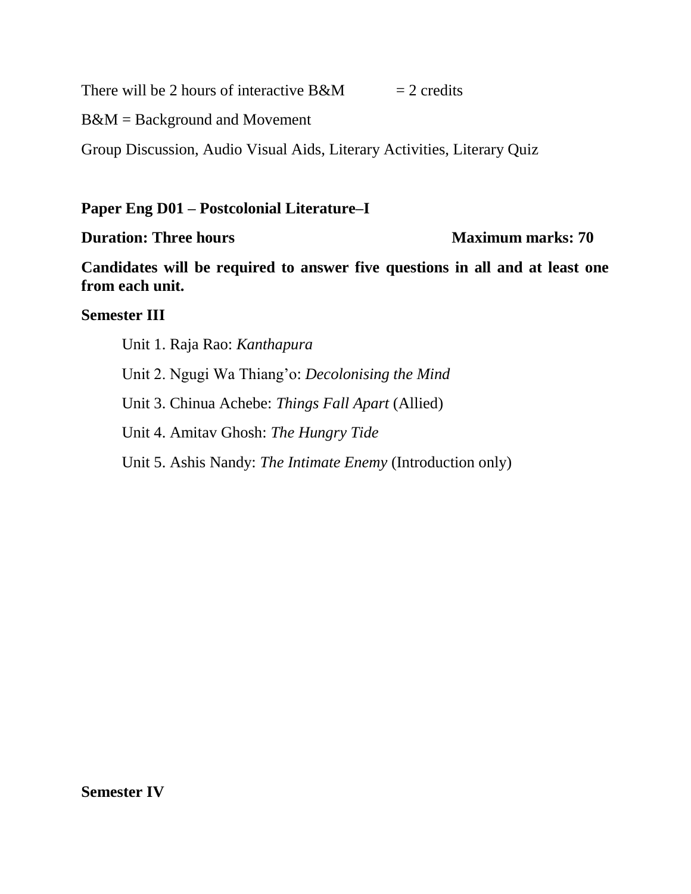There will be 2 hours of interactive B&M = 2 credits

B&M = Background and Movement

Group Discussion, Audio Visual Aids, Literary Activities, Literary Quiz

**Paper Eng D01 – Postcolonial Literature–I**

**Duration: Three hours** **Maximum marks: 70**

**Candidates will be required to answer five questions in all and at least one from each unit.**

**Semester III**

Unit 1. Raja Rao: *Kanthapura*

Unit 2. Ngugi Wa Thiang'o: *Decolonising the Mind*

Unit 3. Chinua Achebe: *Things Fall Apart* (Allied)

Unit 4. Amitav Ghosh: *The Hungry Tide*

Unit 5. Ashis Nandy: *The Intimate Enemy* (Introduction only)

**Semester IV**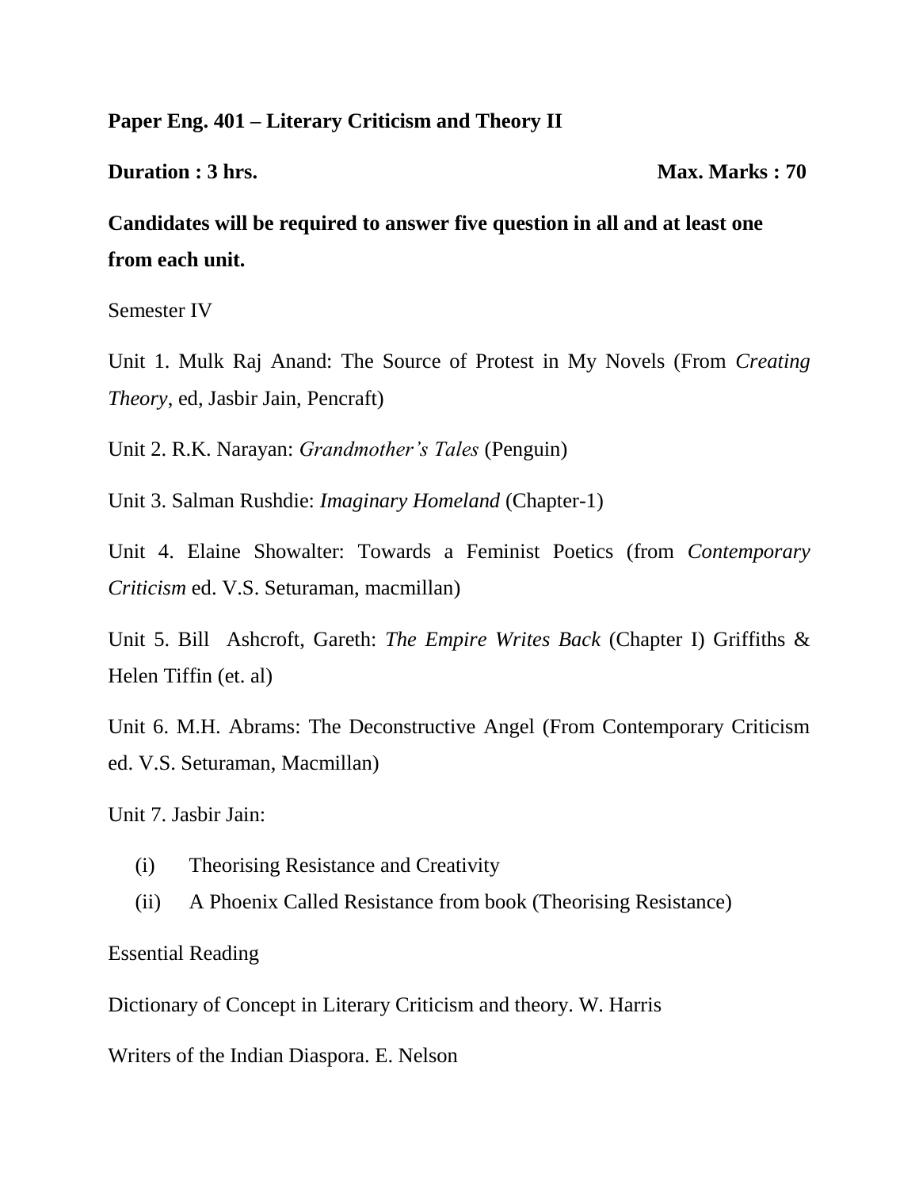**Paper Eng. 401 – Literary Criticism and Theory II**

**Duration : 3 hrs.** **Max. Marks : 70**

**Candidates will be required to answer five question in all and at least one from each unit.**

Semester IV

Unit 1. Mulk Raj Anand: The Source of Protest in My Novels (From *Creating Theory*, ed, Jasbir Jain, Pencraft)

Unit 2. R.K. Narayan: *Grandmother's Tales* (Penguin)

Unit 3. Salman Rushdie: *Imaginary Homeland* (Chapter-1)

Unit 4. Elaine Showalter: Towards a Feminist Poetics (from *Contemporary Criticism* ed. V.S. Seturaman, macmillan)

Unit 5. Bill Ashcroft, Gareth: *The Empire Writes Back* (Chapter I) Griffiths & Helen Tiffin (et. al)

Unit 6. M.H. Abrams: The Deconstructive Angel (From Contemporary Criticism ed. V.S. Seturaman, Macmillan)

Unit 7. Jasbir Jain:

(i) Theorising Resistance and Creativity

(ii) A Phoenix Called Resistance from book (Theorising Resistance)

Essential Reading

Dictionary of Concept in Literary Criticism and theory. W. Harris

Writers of the Indian Diaspora. E. Nelson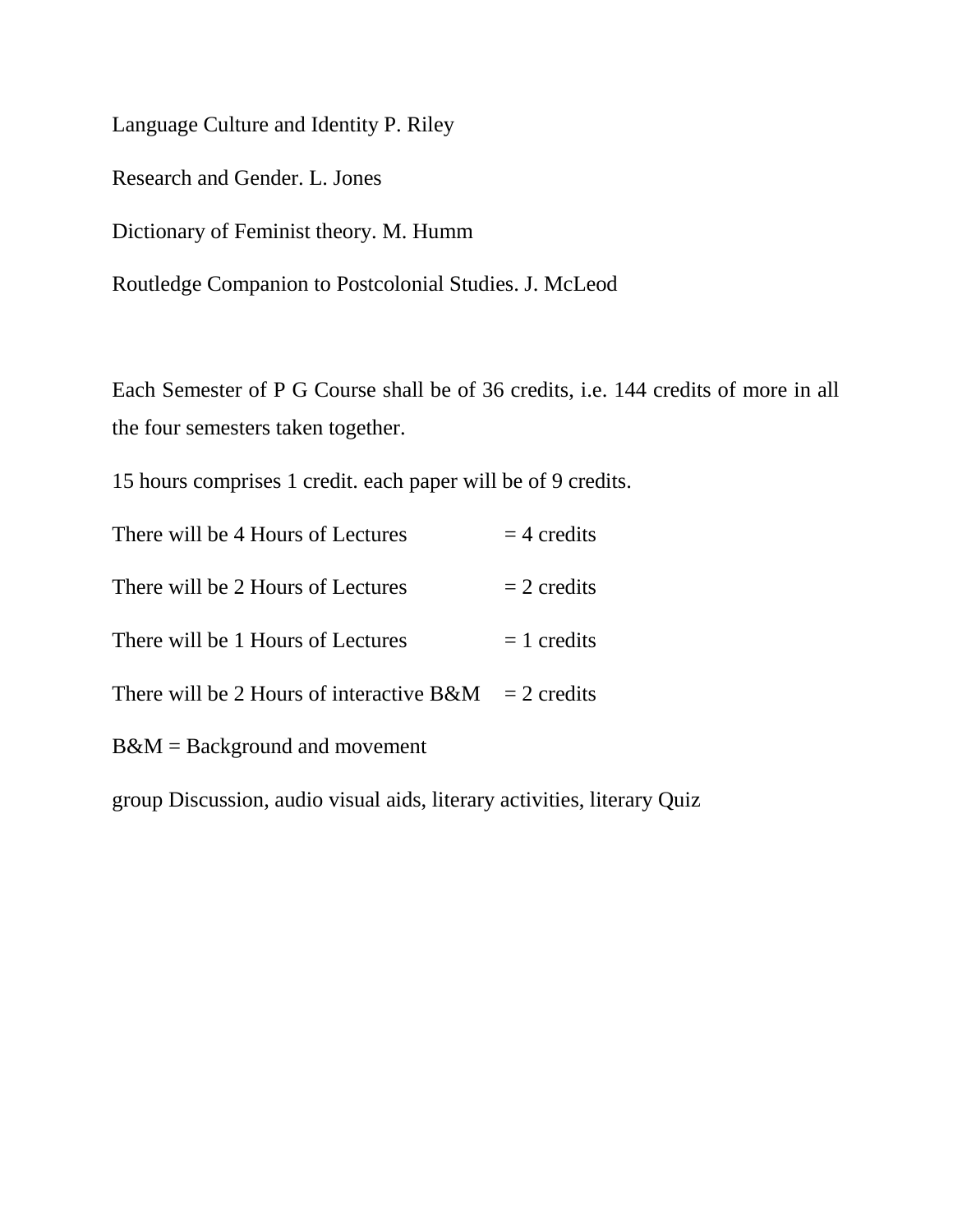Language Culture and Identity P. Riley

Research and Gender. L. Jones

Dictionary of Feminist theory. M. Humm

Routledge Companion to Postcolonial Studies. J. McLeod

Each Semester of P G Course shall be of 36 credits, i.e. 144 credits of more in all the four semesters taken together.

15 hours comprises 1 credit. each paper will be of 9 credits.

There will be 4 Hours of Lectures = 4 credits

There will be 2 Hours of Lectures = 2 credits

There will be 1 Hours of Lectures = 1 credits

There will be 2 Hours of interactive B&M = 2 credits

B&M = Background and movement

group Discussion, audio visual aids, literary activities, literary Quiz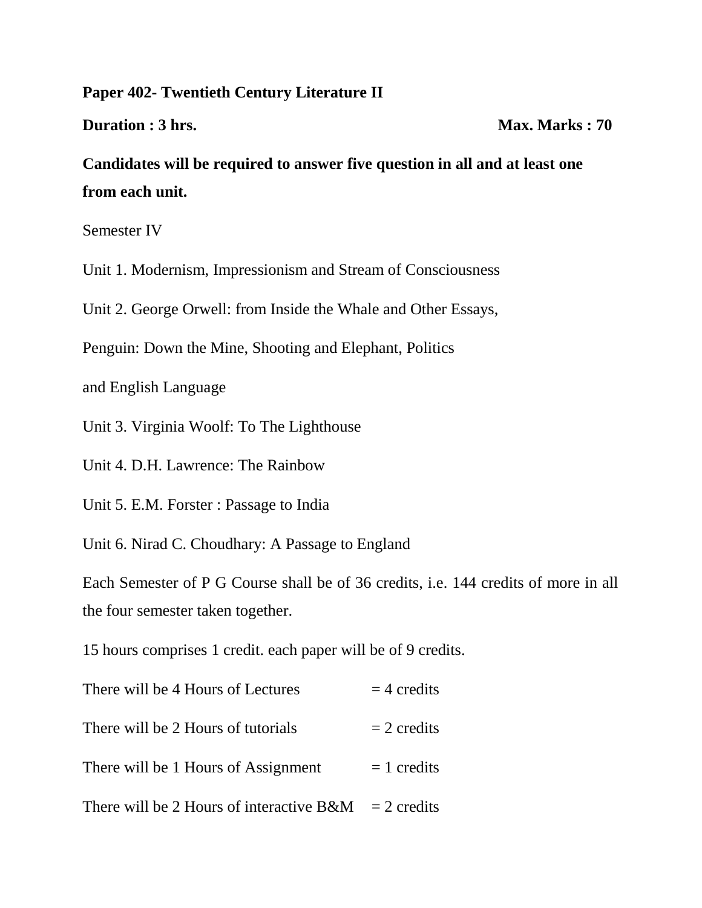**Paper 402- Twentieth Century Literature II**

**Duration : 3 hrs.** **Max. Marks : 70**

**Candidates will be required to answer five question in all and at least one from each unit.**

Semester IV

Unit 1. Modernism, Impressionism and Stream of Consciousness

Unit 2. George Orwell: from Inside the Whale and Other Essays,

Penguin: Down the Mine, Shooting and Elephant, Politics

and English Language

Unit 3. Virginia Woolf: To The Lighthouse

Unit 4. D.H. Lawrence: The Rainbow

Unit 5. E.M. Forster : Passage to India

Unit 6. Nirad C. Choudhary: A Passage to England

Each Semester of P G Course shall be of 36 credits, i.e. 144 credits of more in all the four semester taken together.

15 hours comprises 1 credit. each paper will be of 9 credits.

| | |
|---|---|
| There will be 4 Hours of Lectures | = 4 credits |
| There will be 2 Hours of tutorials | = 2 credits |
| There will be 1 Hours of Assignment | = 1 credits |
| There will be 2 Hours of interactive B&M | = 2 credits |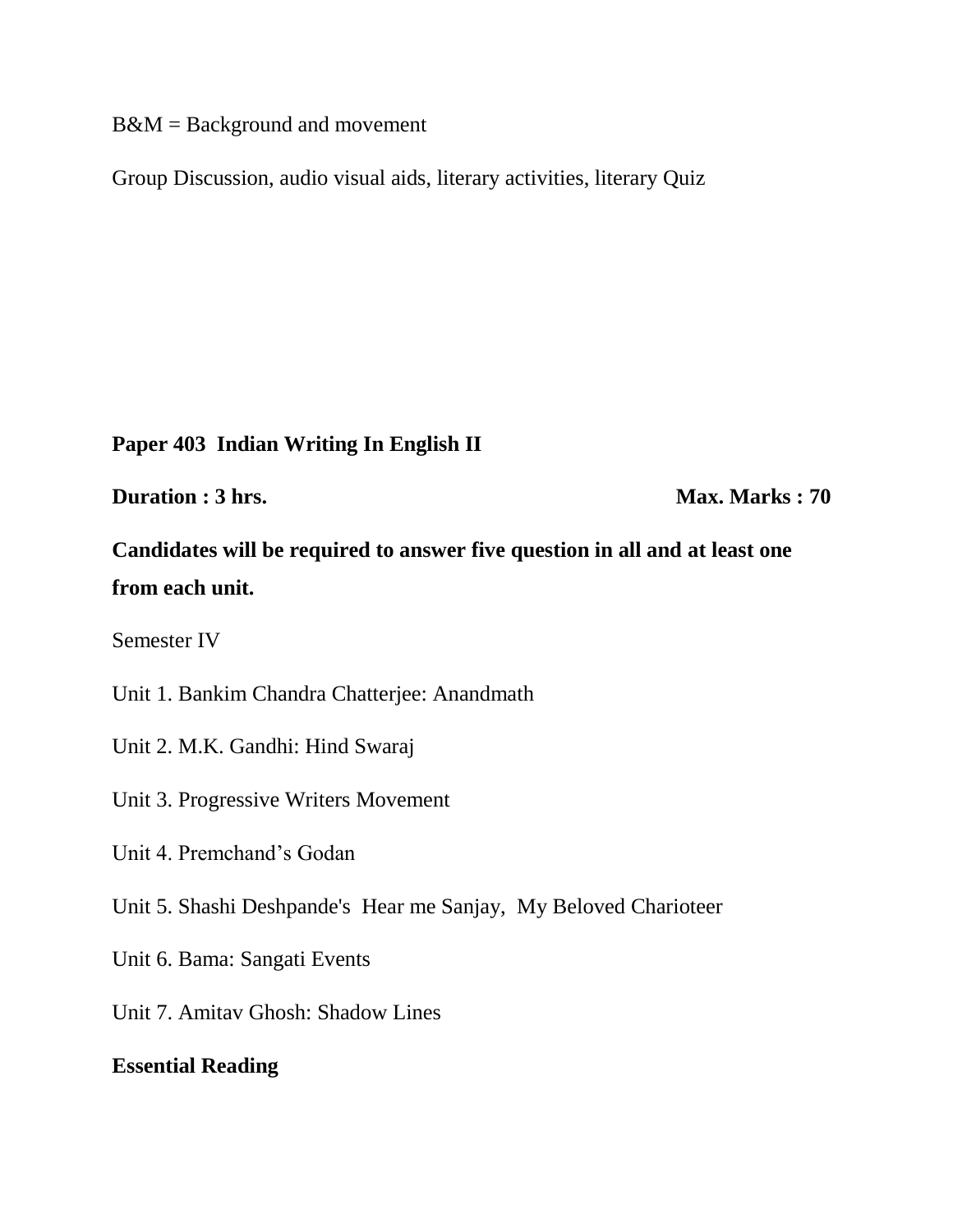B&M = Background and movement

Group Discussion, audio visual aids, literary activities, literary Quiz

**Paper 403 Indian Writing In English II**

**Duration : 3 hrs.** **Max. Marks : 70**

**Candidates will be required to answer five question in all and at least one from each unit.**

Semester IV

Unit 1. Bankim Chandra Chatterjee: Anandmath

Unit 2. M.K. Gandhi: Hind Swaraj

Unit 3. Progressive Writers Movement

Unit 4. Premchand's Godan

Unit 5. Shashi Deshpande's Hear me Sanjay, My Beloved Charioteer

Unit 6. Bama: Sangati Events

Unit 7. Amitav Ghosh: Shadow Lines

**Essential Reading**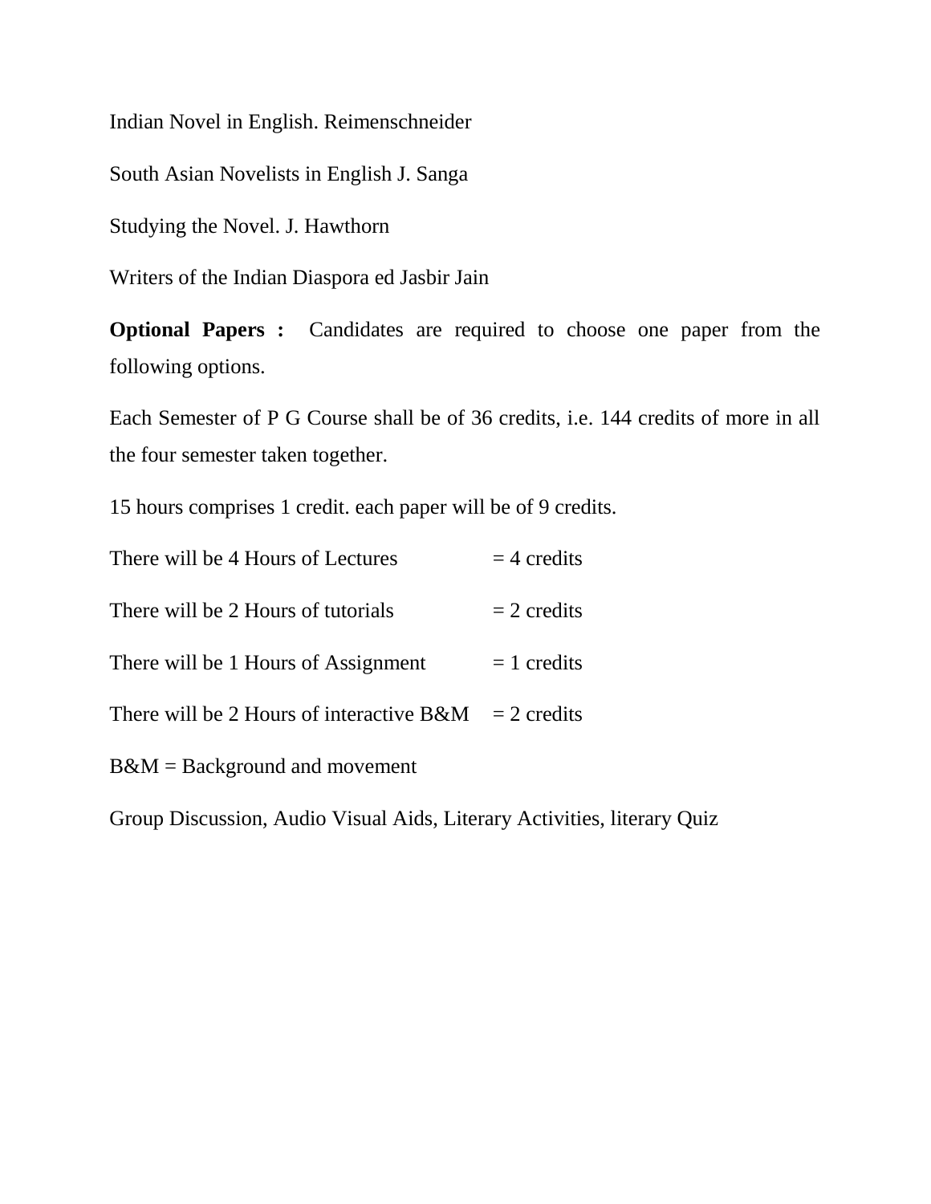Indian Novel in English. Reimenschneider

South Asian Novelists in English J. Sanga

Studying the Novel. J. Hawthorn

Writers of the Indian Diaspora ed Jasbir Jain

**Optional Papers :** Candidates are required to choose one paper from the following options.

Each Semester of P G Course shall be of 36 credits, i.e. 144 credits of more in all the four semester taken together.

15 hours comprises 1 credit. each paper will be of 9 credits.

| | |
|---|---|
| There will be 4 Hours of Lectures | = 4 credits |
| There will be 2 Hours of tutorials | = 2 credits |
| There will be 1 Hours of Assignment | = 1 credits |
| There will be 2 Hours of interactive B&M | = 2 credits |

B&M = Background and movement

Group Discussion, Audio Visual Aids, Literary Activities, literary Quiz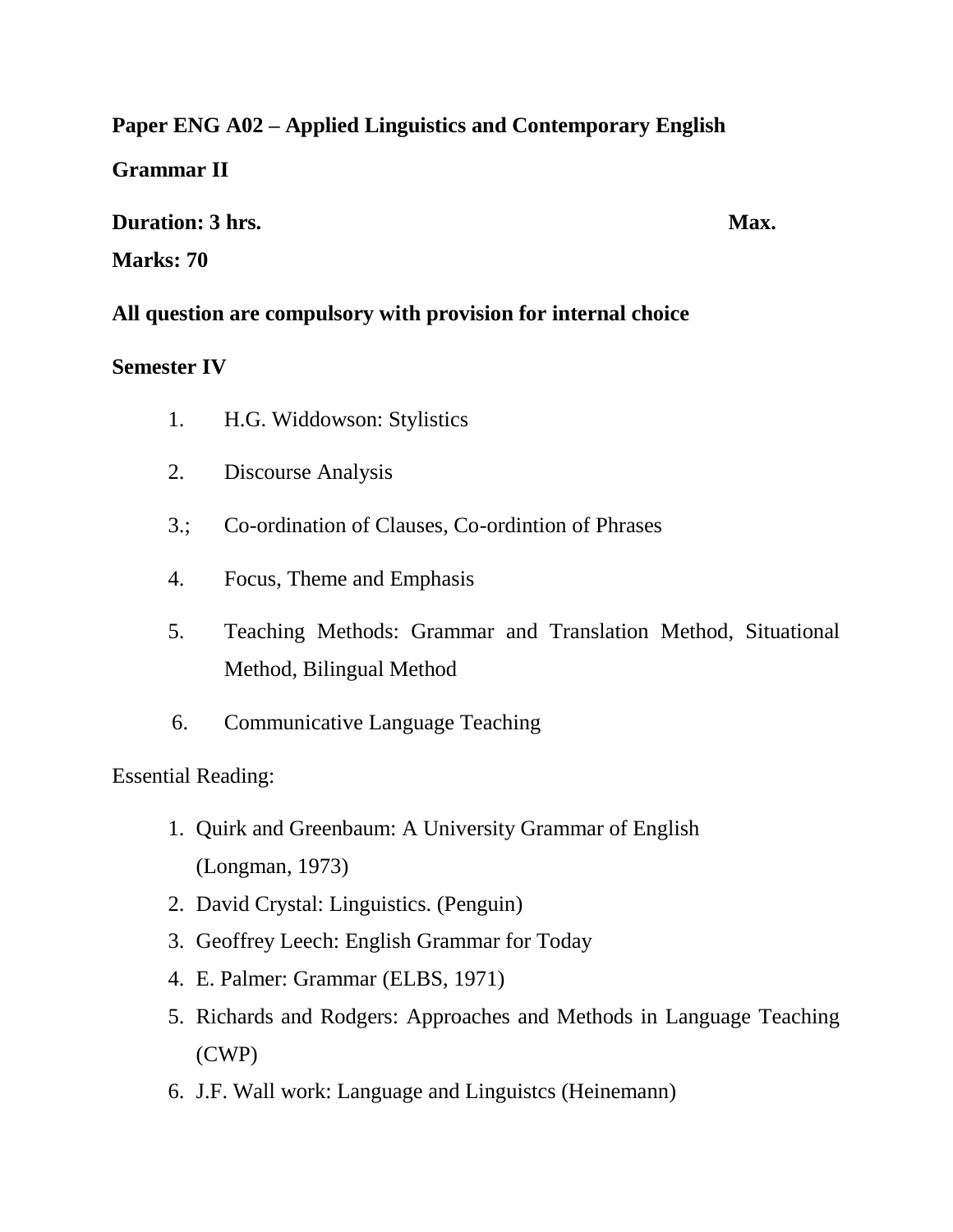**Paper ENG A02 – Applied Linguistics and Contemporary English Grammar II**

**Duration: 3 hrs.** **Max. Marks: 70**

**All question are compulsory with provision for internal choice**

**Semester IV**

1. H.G. Widdowson: Stylistics
2. Discourse Analysis
3.; Co-ordination of Clauses, Co-ordintion of Phrases
4. Focus, Theme and Emphasis
5. Teaching Methods: Grammar and Translation Method, Situational Method, Bilingual Method
6. Communicative Language Teaching

Essential Reading:

1. Quirk and Greenbaum: A University Grammar of English (Longman, 1973)
2. David Crystal: Linguistics. (Penguin)
3. Geoffrey Leech: English Grammar for Today
4. E. Palmer: Grammar (ELBS, 1971)
5. Richards and Rodgers: Approaches and Methods in Language Teaching (CWP)
6. J.F. Wall work: Language and Linguistcs (Heinemann)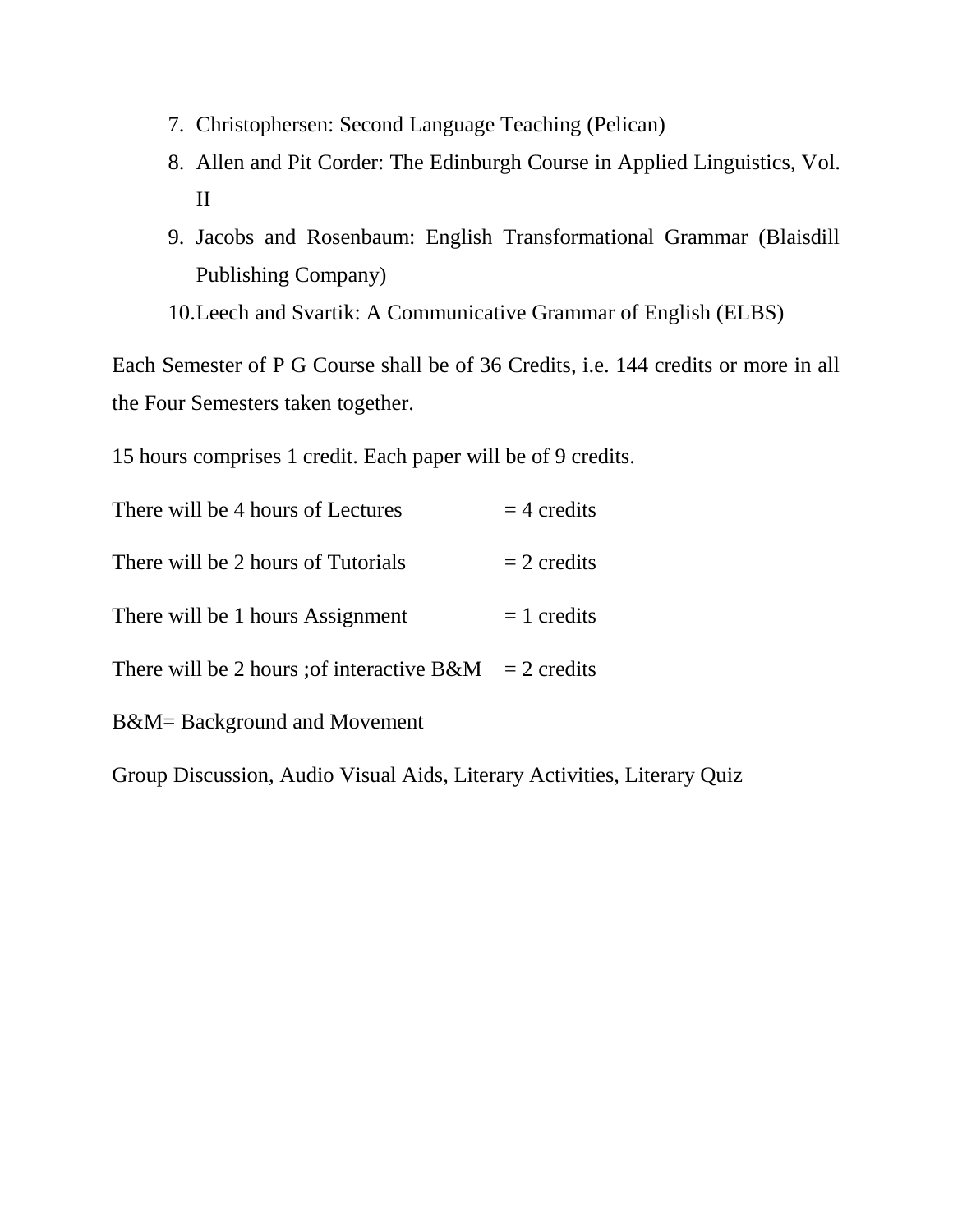7. Christophersen: Second Language Teaching (Pelican)
8. Allen and Pit Corder: The Edinburgh Course in Applied Linguistics, Vol. II
9. Jacobs and Rosenbaum: English Transformational Grammar (Blaisdill Publishing Company)
10. Leech and Svartik: A Communicative Grammar of English (ELBS)

Each Semester of P G Course shall be of 36 Credits, i.e. 144 credits or more in all the Four Semesters taken together.

15 hours comprises 1 credit. Each paper will be of 9 credits.

There will be 4 hours of Lectures = 4 credits

There will be 2 hours of Tutorials = 2 credits

There will be 1 hours Assignment = 1 credits

There will be 2 hours ;of interactive B&M = 2 credits

B&M= Background and Movement

Group Discussion, Audio Visual Aids, Literary Activities, Literary Quiz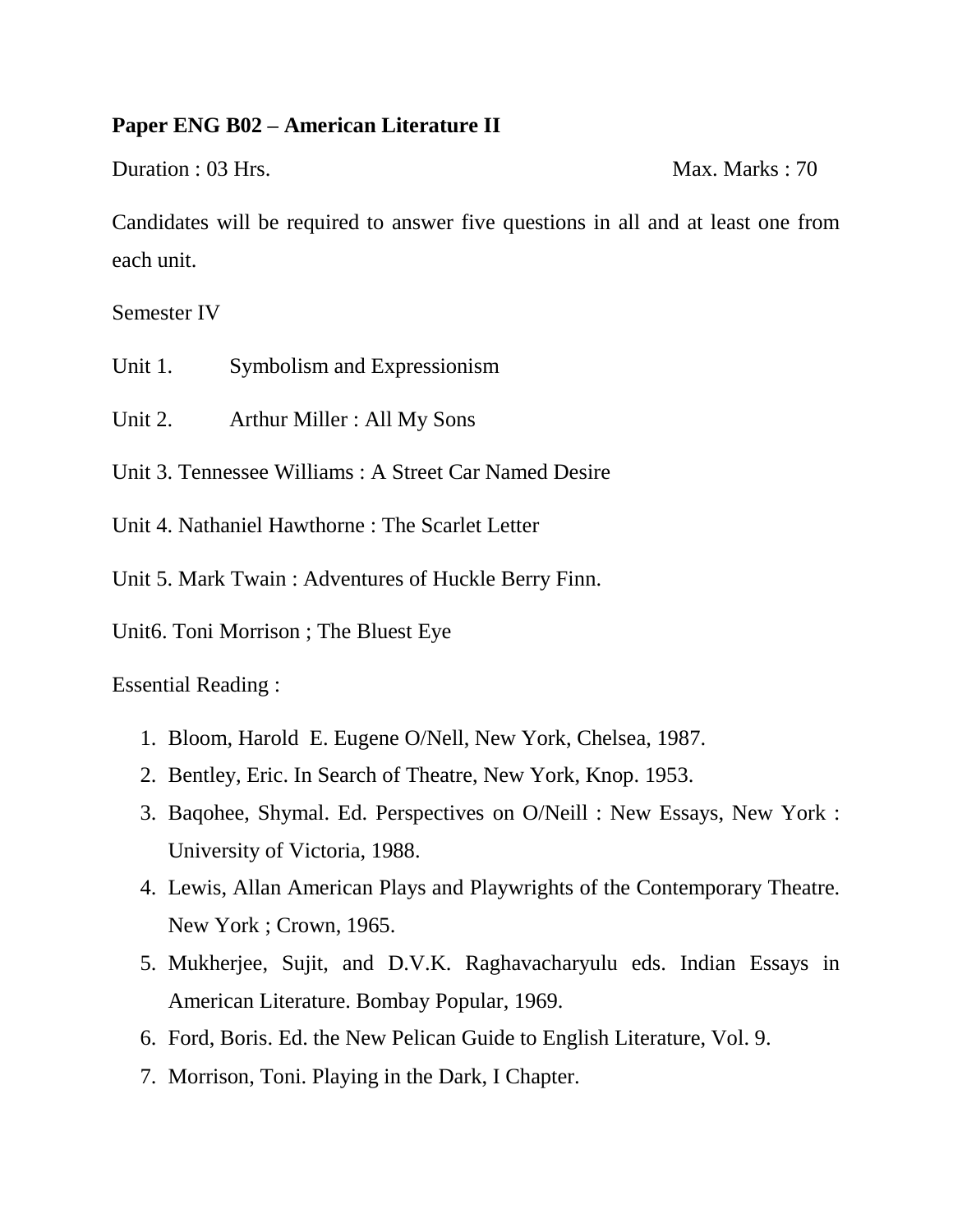**Paper ENG B02 – American Literature II**

Duration : 03 Hrs. Max. Marks : 70

Candidates will be required to answer five questions in all and at least one from each unit.

Semester IV

Unit 1. Symbolism and Expressionism

Unit 2. Arthur Miller : All My Sons

Unit 3. Tennessee Williams : A Street Car Named Desire

Unit 4. Nathaniel Hawthorne : The Scarlet Letter

Unit 5. Mark Twain : Adventures of Huckle Berry Finn.

Unit6. Toni Morrison ; The Bluest Eye

Essential Reading :

1. Bloom, Harold E. Eugene O/Nell, New York, Chelsea, 1987.
2. Bentley, Eric. In Search of Theatre, New York, Knop. 1953.
3. Baqohee, Shymal. Ed. Perspectives on O/Neill : New Essays, New York : University of Victoria, 1988.
4. Lewis, Allan American Plays and Playwrights of the Contemporary Theatre. New York ; Crown, 1965.
5. Mukherjee, Sujit, and D.V.K. Raghavacharyulu eds. Indian Essays in American Literature. Bombay Popular, 1969.
6. Ford, Boris. Ed. the New Pelican Guide to English Literature, Vol. 9.
7. Morrison, Toni. Playing in the Dark, I Chapter.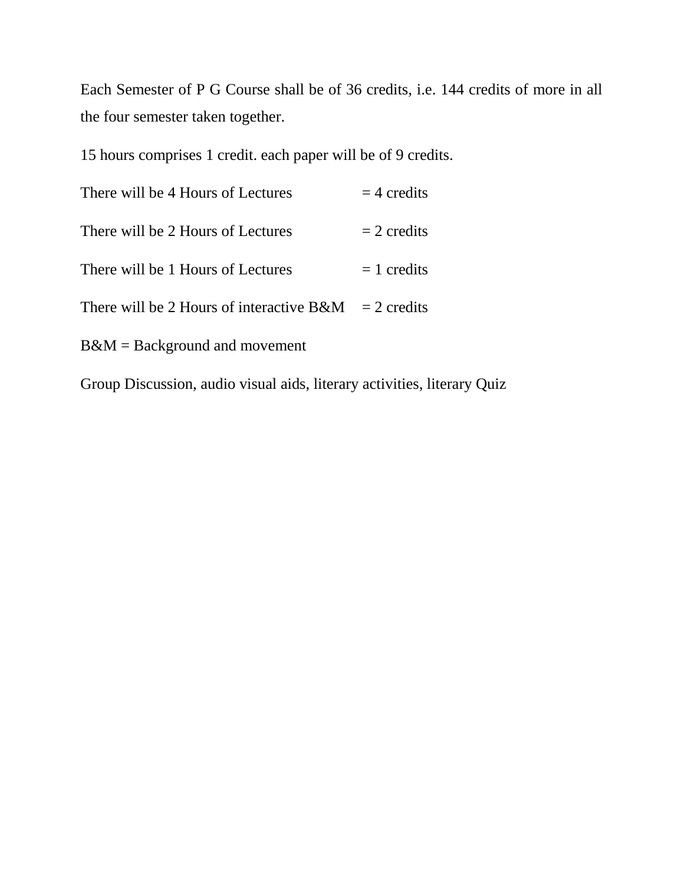Each Semester of P G Course shall be of 36 credits, i.e. 144 credits of more in all the four semester taken together.

15 hours comprises 1 credit. each paper will be of 9 credits.

There will be 4 Hours of Lectures = 4 credits

There will be 2 Hours of Lectures = 2 credits

There will be 1 Hours of Lectures = 1 credits

There will be 2 Hours of interactive B&M = 2 credits

B&M = Background and movement

Group Discussion, audio visual aids, literary activities, literary Quiz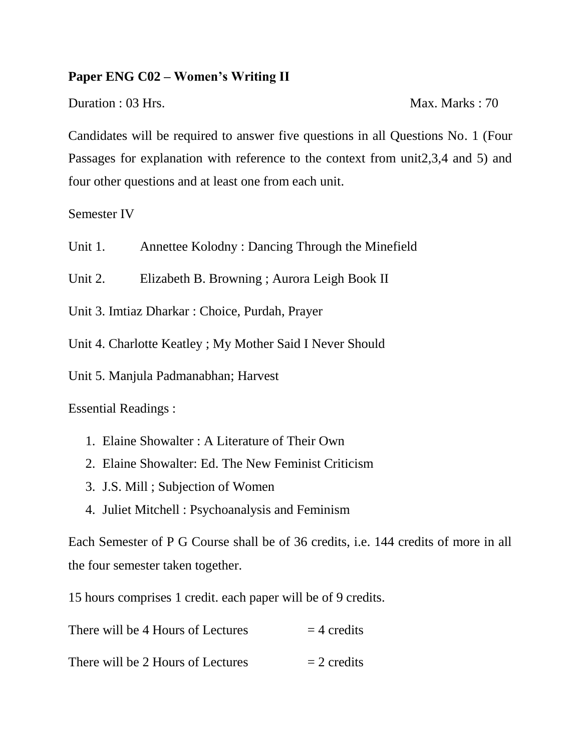**Paper ENG C02 – Women's Writing II**

Duration : 03 Hrs. Max. Marks : 70

Candidates will be required to answer five questions in all Questions No. 1 (Four Passages for explanation with reference to the context from unit2,3,4 and 5) and four other questions and at least one from each unit.

Semester IV

Unit 1. Annettee Kolodny : Dancing Through the Minefield

Unit 2. Elizabeth B. Browning ; Aurora Leigh Book II

Unit 3. Imtiaz Dharkar : Choice, Purdah, Prayer

Unit 4. Charlotte Keatley ; My Mother Said I Never Should

Unit 5. Manjula Padmanabhan; Harvest

Essential Readings :

1. Elaine Showalter : A Literature of Their Own
2. Elaine Showalter: Ed. The New Feminist Criticism
3. J.S. Mill ; Subjection of Women
4. Juliet Mitchell : Psychoanalysis and Feminism

Each Semester of P G Course shall be of 36 credits, i.e. 144 credits of more in all the four semester taken together.

15 hours comprises 1 credit. each paper will be of 9 credits.

There will be 4 Hours of Lectures = 4 credits

There will be 2 Hours of Lectures = 2 credits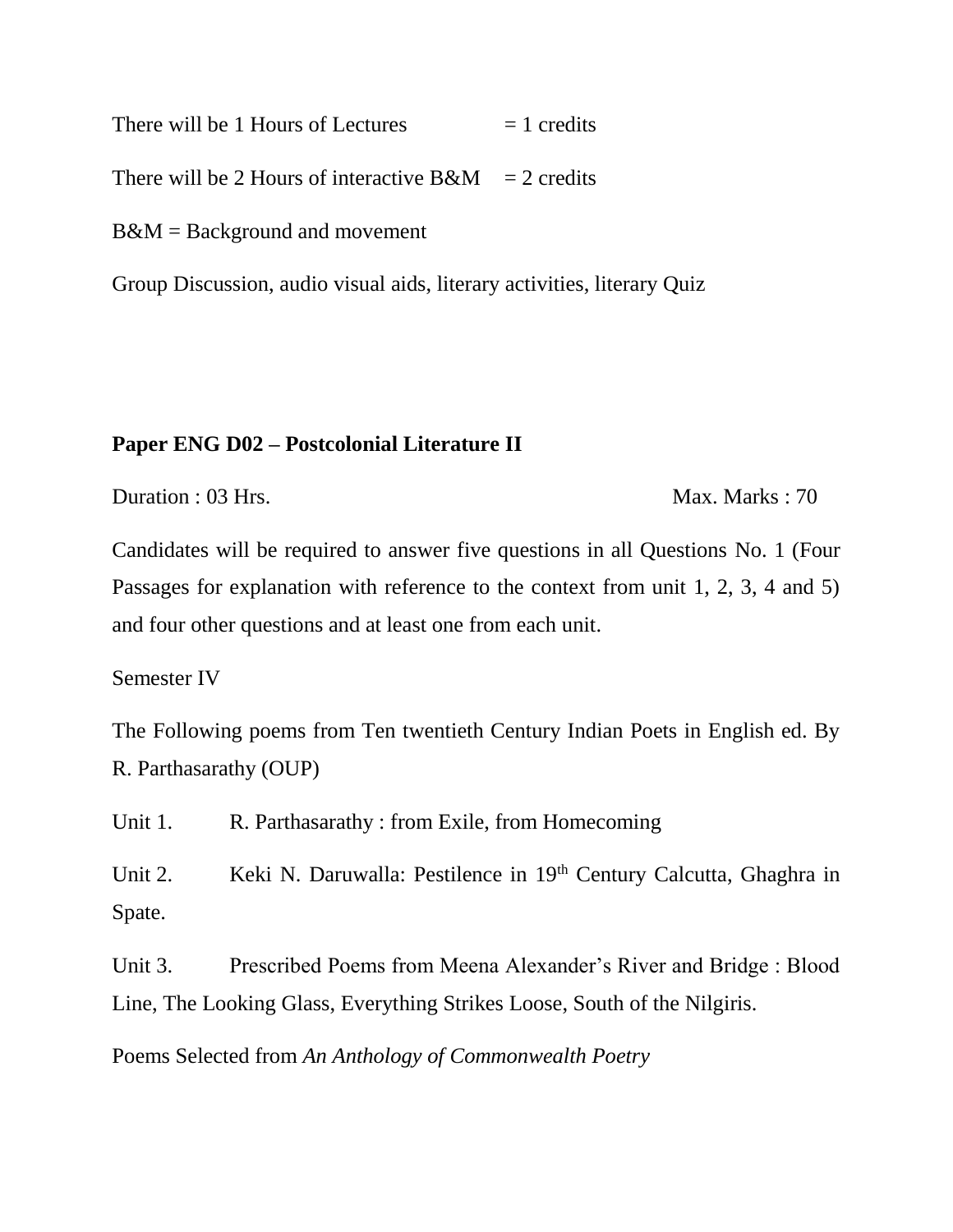There will be 1 Hours of Lectures = 1 credits

There will be 2 Hours of interactive B&M = 2 credits

B&M = Background and movement

Group Discussion, audio visual aids, literary activities, literary Quiz

**Paper ENG D02 – Postcolonial Literature II**

Duration : 03 Hrs. Max. Marks : 70

Candidates will be required to answer five questions in all Questions No. 1 (Four Passages for explanation with reference to the context from unit 1, 2, 3, 4 and 5) and four other questions and at least one from each unit.

Semester IV

The Following poems from Ten twentieth Century Indian Poets in English ed. By R. Parthasarathy (OUP)

Unit 1. R. Parthasarathy : from Exile, from Homecoming

Unit 2. Keki N. Daruwalla: Pestilence in 19th Century Calcutta, Ghaghra in Spate.

Unit 3. Prescribed Poems from Meena Alexander's River and Bridge : Blood Line, The Looking Glass, Everything Strikes Loose, South of the Nilgiris.

Poems Selected from *An Anthology of Commonwealth Poetry*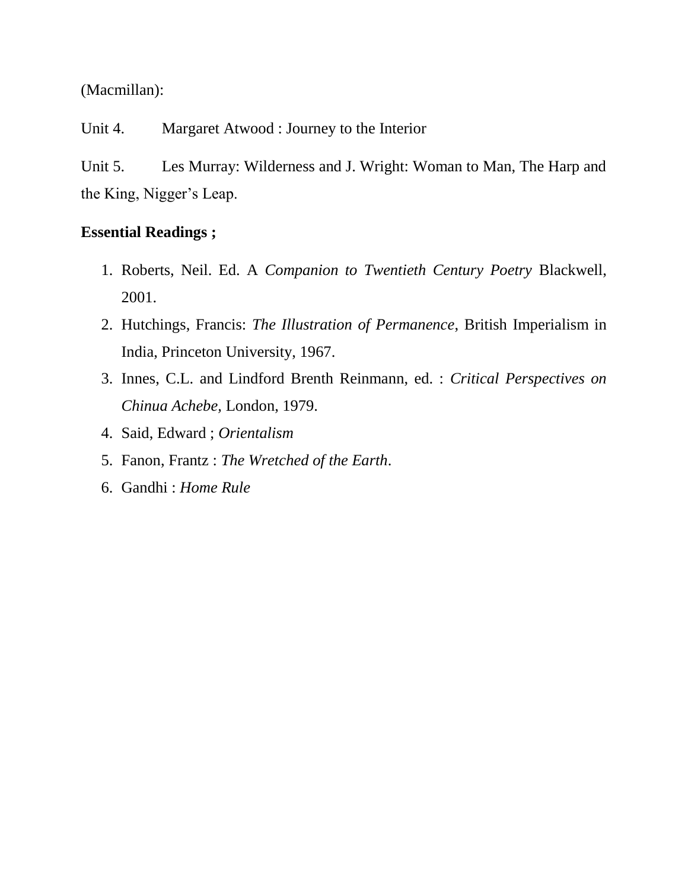(Macmillan):

Unit 4. Margaret Atwood : Journey to the Interior

Unit 5. Les Murray: Wilderness and J. Wright: Woman to Man, The Harp and the King, Nigger's Leap.

**Essential Readings ;**

1. Roberts, Neil. Ed. A *Companion to Twentieth Century Poetry* Blackwell, 2001.
2. Hutchings, Francis: *The Illustration of Permanence*, British Imperialism in India, Princeton University, 1967.
3. Innes, C.L. and Lindford Brenth Reinmann, ed. : *Critical Perspectives on Chinua Achebe,* London, 1979.
4. Said, Edward ; *Orientalism*
5. Fanon, Frantz : *The Wretched of the Earth*.
6. Gandhi : *Home Rule*